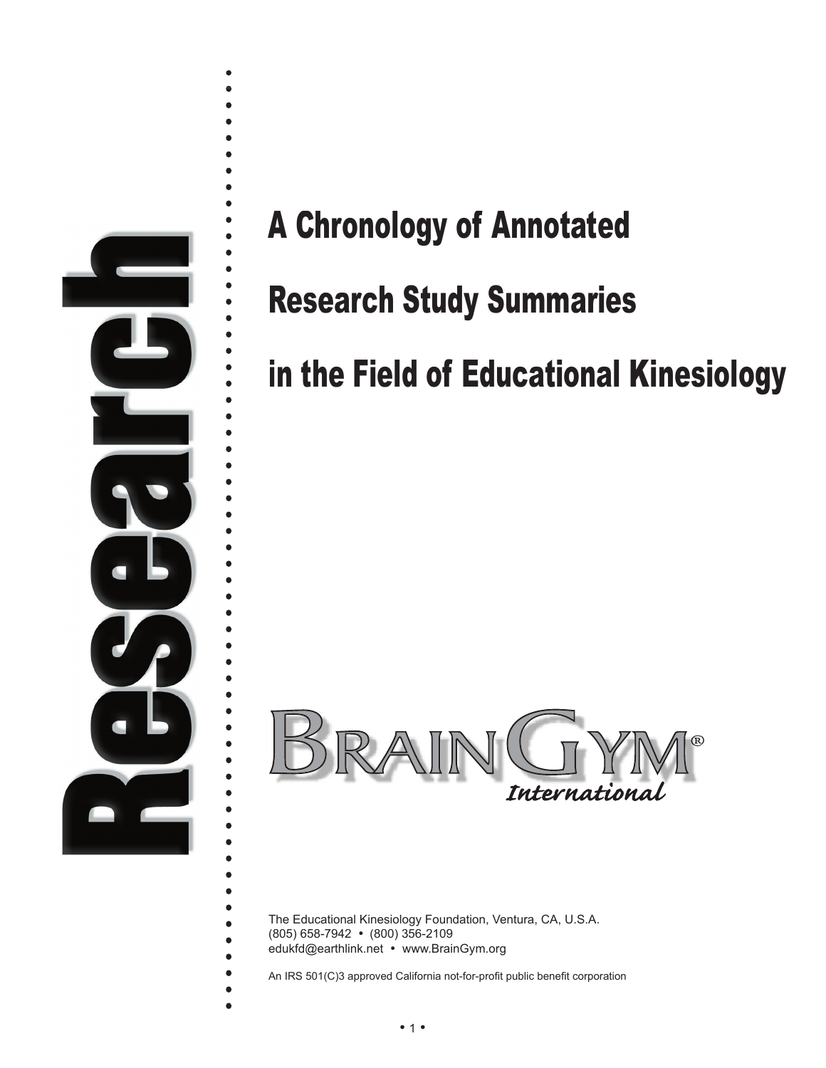Research

# A Chronology of Annotated Research Study Summaries in the Field of Educational Kinesiology

BRAIN GYM®
*International*

The Educational Kinesiology Foundation, Ventura, CA, U.S.A.
(805) 658-7942 • (800) 356-2109
edukfd@earthlink.net • www.BrainGym.org

An IRS 501(C)3 approved California not-for-profit public benefit corporation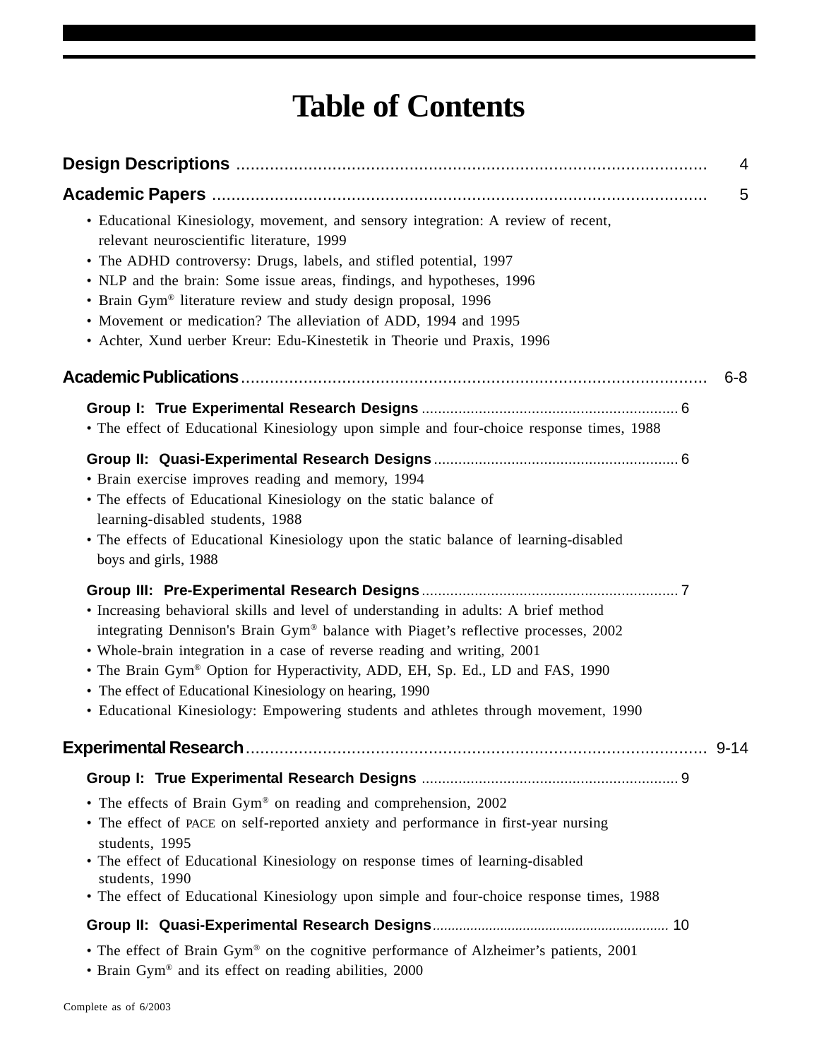# Table of Contents

**Design Descriptions** ........................................................................................... 4

**Academic Papers** ............................................................................................... 5

- Educational Kinesiology, movement, and sensory integration: A review of recent, relevant neuroscientific literature, 1999
- The ADHD controversy: Drugs, labels, and stifled potential, 1997
- NLP and the brain: Some issue areas, findings, and hypotheses, 1996
- Brain Gym® literature review and study design proposal, 1996
- Movement or medication? The alleviation of ADD, 1994 and 1995
- Achter, Xund uerber Kreur: Edu-Kinestetik in Theorie und Praxis, 1996

**Academic Publications** ........................................................................................ 6-8

**Group I: True Experimental Research Designs** .................................................. 6

- The effect of Educational Kinesiology upon simple and four-choice response times, 1988

**Group II: Quasi-Experimental Research Designs** ................................................ 6

- Brain exercise improves reading and memory, 1994
- The effects of Educational Kinesiology on the static balance of learning-disabled students, 1988
- The effects of Educational Kinesiology upon the static balance of learning-disabled boys and girls, 1988

**Group III: Pre-Experimental Research Designs** .................................................. 7

- Increasing behavioral skills and level of understanding in adults: A brief method integrating Dennison's Brain Gym® balance with Piaget's reflective processes, 2002
- Whole-brain integration in a case of reverse reading and writing, 2001
- The Brain Gym® Option for Hyperactivity, ADD, EH, Sp. Ed., LD and FAS, 1990
- The effect of Educational Kinesiology on hearing, 1990
- Educational Kinesiology: Empowering students and athletes through movement, 1990

**Experimental Research** ........................................................................................ 9-14

**Group I: True Experimental Research Designs** .................................................. 9

- The effects of Brain Gym® on reading and comprehension, 2002
- The effect of PACE on self-reported anxiety and performance in first-year nursing students, 1995
- The effect of Educational Kinesiology on response times of learning-disabled students, 1990
- The effect of Educational Kinesiology upon simple and four-choice response times, 1988

**Group II: Quasi-Experimental Research Designs** ................................................ 10

- The effect of Brain Gym® on the cognitive performance of Alzheimer's patients, 2001
- Brain Gym® and its effect on reading abilities, 2000

Complete as of 6/2003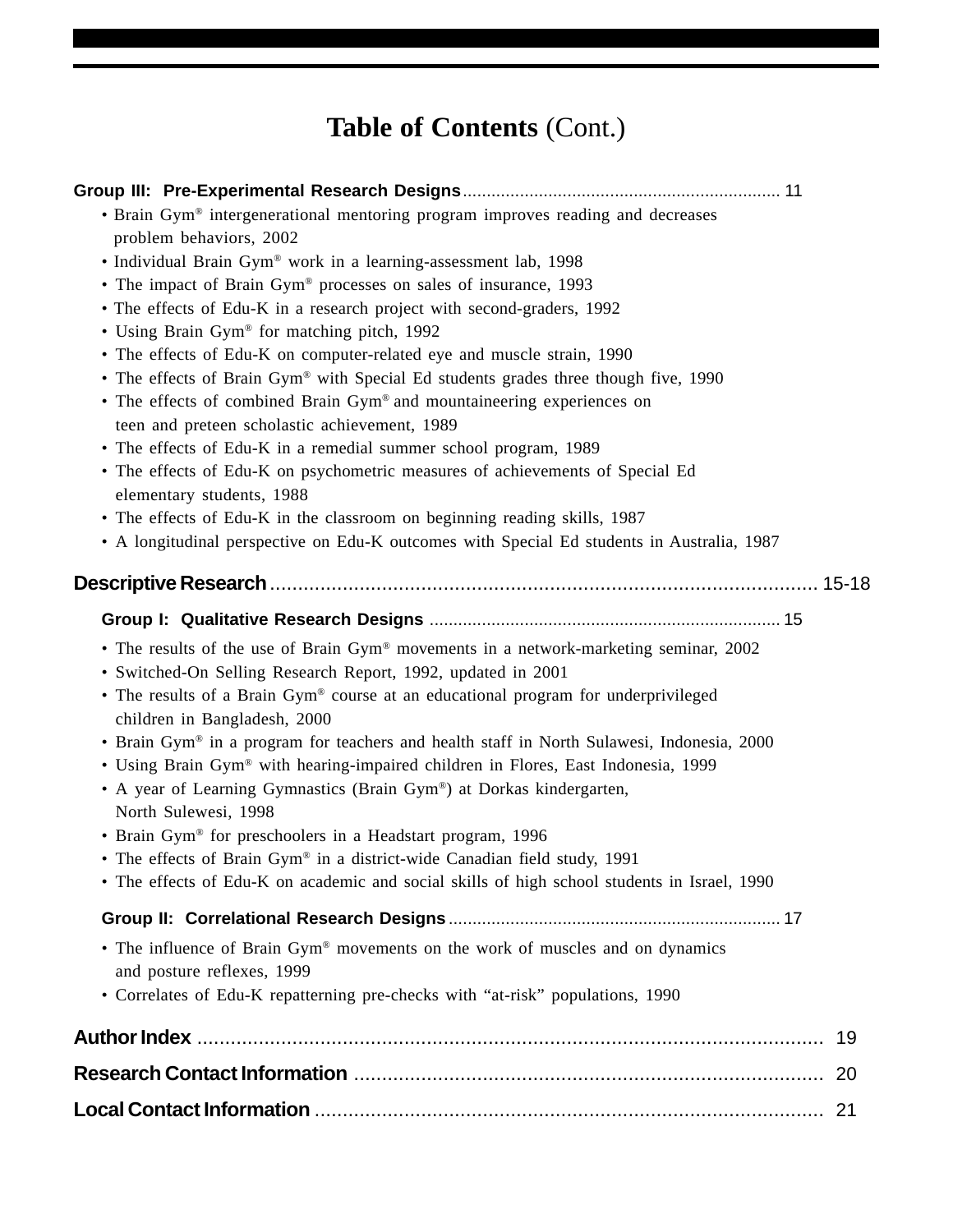# Table of Contents (Cont.)

**Group III: Pre-Experimental Research Designs** .................................................................... 11

- Brain Gym® intergenerational mentoring program improves reading and decreases problem behaviors, 2002
- Individual Brain Gym® work in a learning-assessment lab, 1998
- The impact of Brain Gym® processes on sales of insurance, 1993
- The effects of Edu-K in a research project with second-graders, 1992
- Using Brain Gym® for matching pitch, 1992
- The effects of Edu-K on computer-related eye and muscle strain, 1990
- The effects of Brain Gym® with Special Ed students grades three though five, 1990
- The effects of combined Brain Gym® and mountaineering experiences on teen and preteen scholastic achievement, 1989
- The effects of Edu-K in a remedial summer school program, 1989
- The effects of Edu-K on psychometric measures of achievements of Special Ed elementary students, 1988
- The effects of Edu-K in the classroom on beginning reading skills, 1987
- A longitudinal perspective on Edu-K outcomes with Special Ed students in Australia, 1987

**Descriptive Research** .................................................................................................. 15-18

**Group I: Qualitative Research Designs** .......................................................................... 15

- The results of the use of Brain Gym® movements in a network-marketing seminar, 2002
- Switched-On Selling Research Report, 1992, updated in 2001
- The results of a Brain Gym® course at an educational program for underprivileged children in Bangladesh, 2000
- Brain Gym® in a program for teachers and health staff in North Sulawesi, Indonesia, 2000
- Using Brain Gym® with hearing-impaired children in Flores, East Indonesia, 1999
- A year of Learning Gymnastics (Brain Gym®) at Dorkas kindergarten, North Sulewesi, 1998
- Brain Gym® for preschoolers in a Headstart program, 1996
- The effects of Brain Gym® in a district-wide Canadian field study, 1991
- The effects of Edu-K on academic and social skills of high school students in Israel, 1990

**Group II: Correlational Research Designs** ...................................................................... 17

- The influence of Brain Gym® movements on the work of muscles and on dynamics and posture reflexes, 1999
- Correlates of Edu-K repatterning pre-checks with "at-risk" populations, 1990

**Author Index** .................................................................................................................. 19

**Research Contact Information** ...................................................................................... 20

**Local Contact Information** ............................................................................................ 21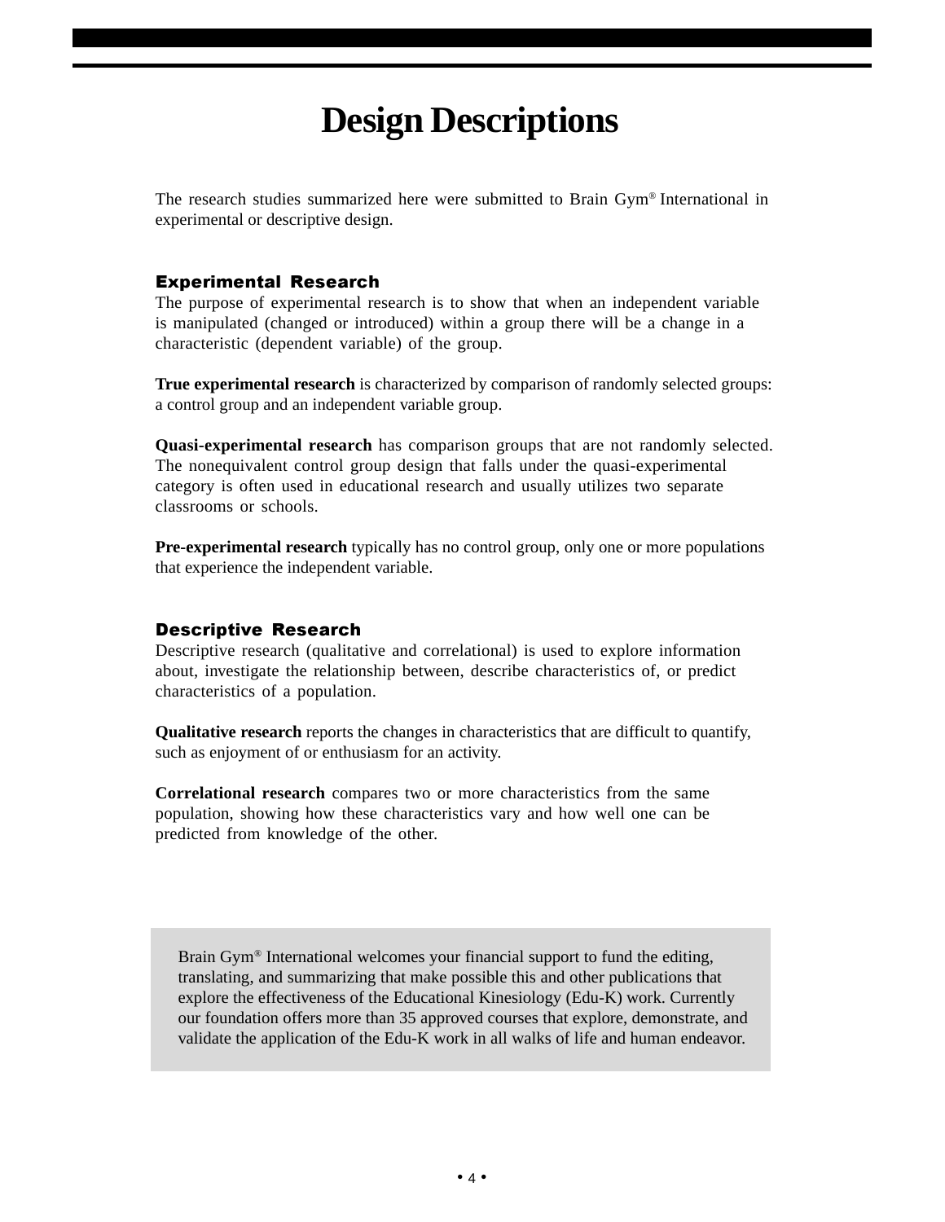# Design Descriptions

The research studies summarized here were submitted to Brain Gym® International in experimental or descriptive design.

## Experimental Research

The purpose of experimental research is to show that when an independent variable is manipulated (changed or introduced) within a group there will be a change in a characteristic (dependent variable) of the group.

**True experimental research** is characterized by comparison of randomly selected groups: a control group and an independent variable group.

**Quasi-experimental research** has comparison groups that are not randomly selected. The nonequivalent control group design that falls under the quasi-experimental category is often used in educational research and usually utilizes two separate classrooms or schools.

**Pre-experimental research** typically has no control group, only one or more populations that experience the independent variable.

## Descriptive Research

Descriptive research (qualitative and correlational) is used to explore information about, investigate the relationship between, describe characteristics of, or predict characteristics of a population.

**Qualitative research** reports the changes in characteristics that are difficult to quantify, such as enjoyment of or enthusiasm for an activity.

**Correlational research** compares two or more characteristics from the same population, showing how these characteristics vary and how well one can be predicted from knowledge of the other.

> Brain Gym® International welcomes your financial support to fund the editing, translating, and summarizing that make possible this and other publications that explore the effectiveness of the Educational Kinesiology (Edu-K) work. Currently our foundation offers more than 35 approved courses that explore, demonstrate, and validate the application of the Edu-K work in all walks of life and human endeavor.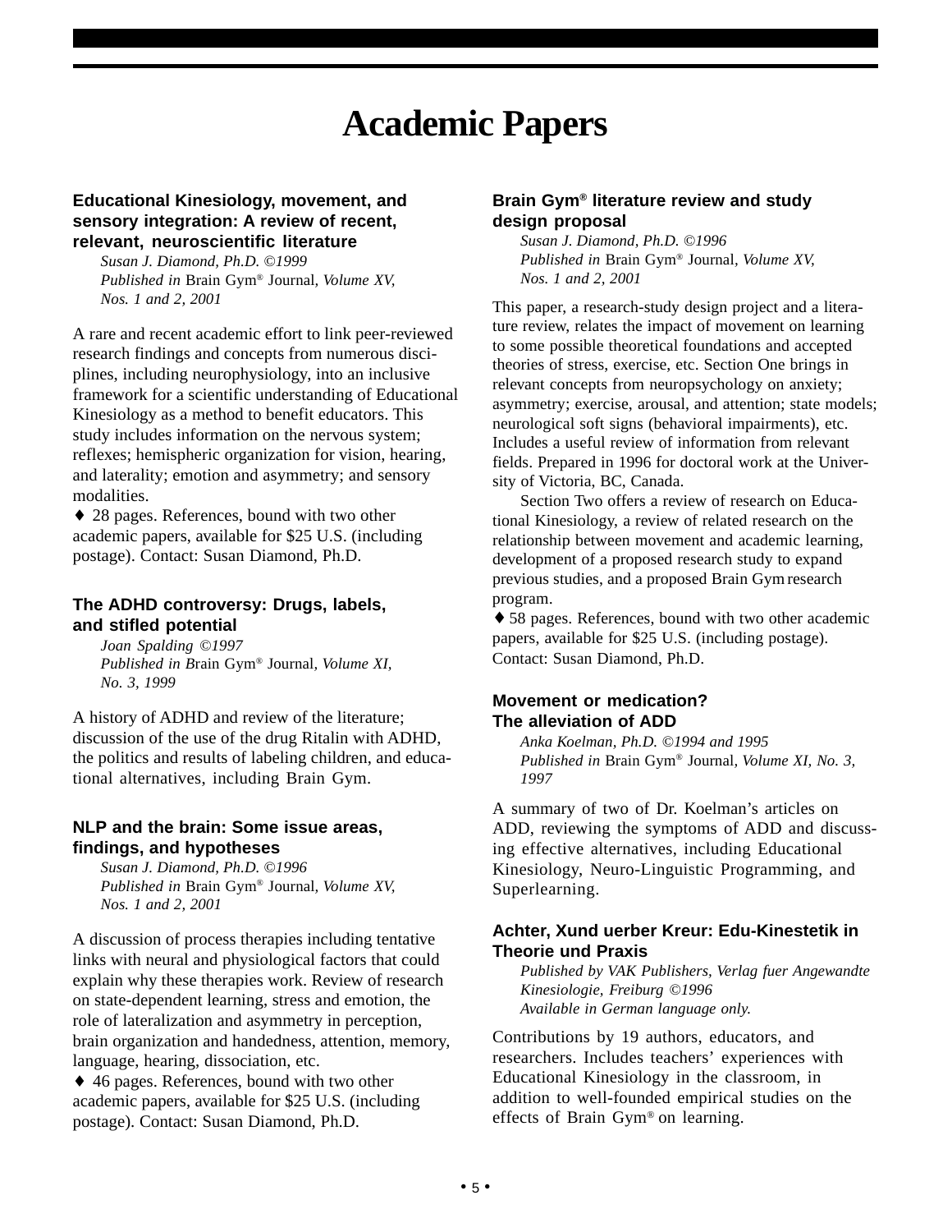# Academic Papers

### Educational Kinesiology, movement, and sensory integration: A review of recent, relevant, neuroscientific literature

*Susan J. Diamond, Ph.D. ©1999*
*Published in* Brain Gym® Journal*, Volume XV, Nos. 1 and 2, 2001*

A rare and recent academic effort to link peer-reviewed research findings and concepts from numerous disciplines, including neurophysiology, into an inclusive framework for a scientific understanding of Educational Kinesiology as a method to benefit educators. This study includes information on the nervous system; reflexes; hemispheric organization for vision, hearing, and laterality; emotion and asymmetry; and sensory modalities.

♦ 28 pages. References, bound with two other academic papers, available for $25 U.S. (including postage). Contact: Susan Diamond, Ph.D.

### The ADHD controversy: Drugs, labels, and stifled potential

*Joan Spalding ©1997*
*Published in* Brain Gym® Journal*, Volume XI, No. 3, 1999*

A history of ADHD and review of the literature; discussion of the use of the drug Ritalin with ADHD, the politics and results of labeling children, and educational alternatives, including Brain Gym.

### NLP and the brain: Some issue areas, findings, and hypotheses

*Susan J. Diamond, Ph.D. ©1996*
*Published in* Brain Gym® Journal*, Volume XV, Nos. 1 and 2, 2001*

A discussion of process therapies including tentative links with neural and physiological factors that could explain why these therapies work. Review of research on state-dependent learning, stress and emotion, the role of lateralization and asymmetry in perception, brain organization and handedness, attention, memory, language, hearing, dissociation, etc.

♦ 46 pages. References, bound with two other academic papers, available for $25 U.S. (including postage). Contact: Susan Diamond, Ph.D.

### Brain Gym® literature review and study design proposal

*Susan J. Diamond, Ph.D. ©1996*
*Published in* Brain Gym® Journal*, Volume XV, Nos. 1 and 2, 2001*

This paper, a research-study design project and a literature review, relates the impact of movement on learning to some possible theoretical foundations and accepted theories of stress, exercise, etc. Section One brings in relevant concepts from neuropsychology on anxiety; asymmetry; exercise, arousal, and attention; state models; neurological soft signs (behavioral impairments), etc. Includes a useful review of information from relevant fields. Prepared in 1996 for doctoral work at the University of Victoria, BC, Canada.

Section Two offers a review of research on Educational Kinesiology, a review of related research on the relationship between movement and academic learning, development of a proposed research study to expand previous studies, and a proposed Brain Gym research program.

♦ 58 pages. References, bound with two other academic papers, available for $25 U.S. (including postage). Contact: Susan Diamond, Ph.D.

### Movement or medication? The alleviation of ADD

*Anka Koelman, Ph.D. ©1994 and 1995*
*Published in* Brain Gym® Journal*, Volume XI, No. 3, 1997*

A summary of two of Dr. Koelman's articles on ADD, reviewing the symptoms of ADD and discussing effective alternatives, including Educational Kinesiology, Neuro-Linguistic Programming, and Superlearning.

### Achter, Xund uerber Kreur: Edu-Kinestetik in Theorie und Praxis

*Published by VAK Publishers, Verlag fuer Angewandte Kinesiologie, Freiburg ©1996*
*Available in German language only.*

Contributions by 19 authors, educators, and researchers. Includes teachers' experiences with Educational Kinesiology in the classroom, in addition to well-founded empirical studies on the effects of Brain Gym® on learning.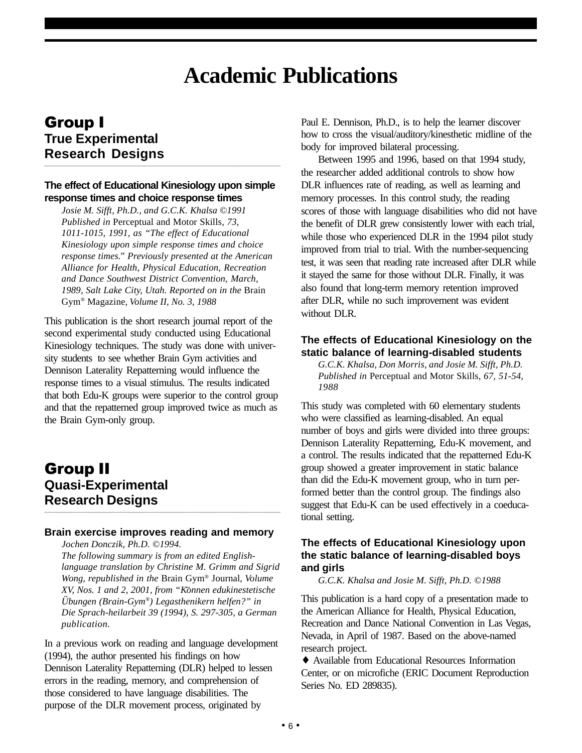# Academic Publications

## Group I
### True Experimental Research Designs

**The effect of Educational Kinesiology upon simple response times and choice response times**

*Josie M. Sifft, Ph.D., and G.C.K. Khalsa ©1991 Published in* Perceptual and Motor Skills*, 73, 1011-1015, 1991, as "The effect of Educational Kinesiology upon simple response times and choice response times." Previously presented at the American Alliance for Health, Physical Education, Recreation and Dance Southwest District Convention, March, 1989, Salt Lake City, Utah. Reported on in the* Brain Gym® Magazine*, Volume II, No. 3, 1988*

This publication is the short research journal report of the second experimental study conducted using Educational Kinesiology techniques. The study was done with university students to see whether Brain Gym activities and Dennison Laterality Repatterning would influence the response times to a visual stimulus. The results indicated that both Edu-K groups were superior to the control group and that the repatterned group improved twice as much as the Brain Gym-only group.

## Group II
### Quasi-Experimental Research Designs

**Brain exercise improves reading and memory**

*Jochen Donczik, Ph.D. ©1994. The following summary is from an edited English-language translation by Christine M. Grimm and Sigrid Wong, republished in the* Brain Gym® Journal*, Volume XV, Nos. 1 and 2, 2001, from "Können edukinestetische Übungen (Brain-Gym®) Legasthenikern helfen?" in Die Sprach-heilarbeit 39 (1994), S. 297-305, a German publication.*

In a previous work on reading and language development (1994), the author presented his findings on how Dennison Laterality Repatterning (DLR) helped to lessen errors in the reading, memory, and comprehension of those considered to have language disabilities. The purpose of the DLR movement process, originated by Paul E. Dennison, Ph.D., is to help the learner discover how to cross the visual/auditory/kinesthetic midline of the body for improved bilateral processing.

Between 1995 and 1996, based on that 1994 study, the researcher added additional controls to show how DLR influences rate of reading, as well as learning and memory processes. In this control study, the reading scores of those with language disabilities who did not have the benefit of DLR grew consistently lower with each trial, while those who experienced DLR in the 1994 pilot study improved from trial to trial. With the number-sequencing test, it was seen that reading rate increased after DLR while it stayed the same for those without DLR. Finally, it was also found that long-term memory retention improved after DLR, while no such improvement was evident without DLR.

**The effects of Educational Kinesiology on the static balance of learning-disabled students**

*G.C.K. Khalsa, Don Morris, and Josie M. Sifft, Ph.D. Published in* Perceptual and Motor Skills*, 67, 51-54, 1988*

This study was completed with 60 elementary students who were classified as learning-disabled. An equal number of boys and girls were divided into three groups: Dennison Laterality Repatterning, Edu-K movement, and a control. The results indicated that the repatterned Edu-K group showed a greater improvement in static balance than did the Edu-K movement group, who in turn performed better than the control group. The findings also suggest that Edu-K can be used effectively in a coeducational setting.

**The effects of Educational Kinesiology upon the static balance of learning-disabled boys and girls**

*G.C.K. Khalsa and Josie M. Sifft, Ph.D. ©1988*

This publication is a hard copy of a presentation made to the American Alliance for Health, Physical Education, Recreation and Dance National Convention in Las Vegas, Nevada, in April of 1987. Based on the above-named research project.

♦ Available from Educational Resources Information Center, or on microfiche (ERIC Document Reproduction Series No. ED 289835).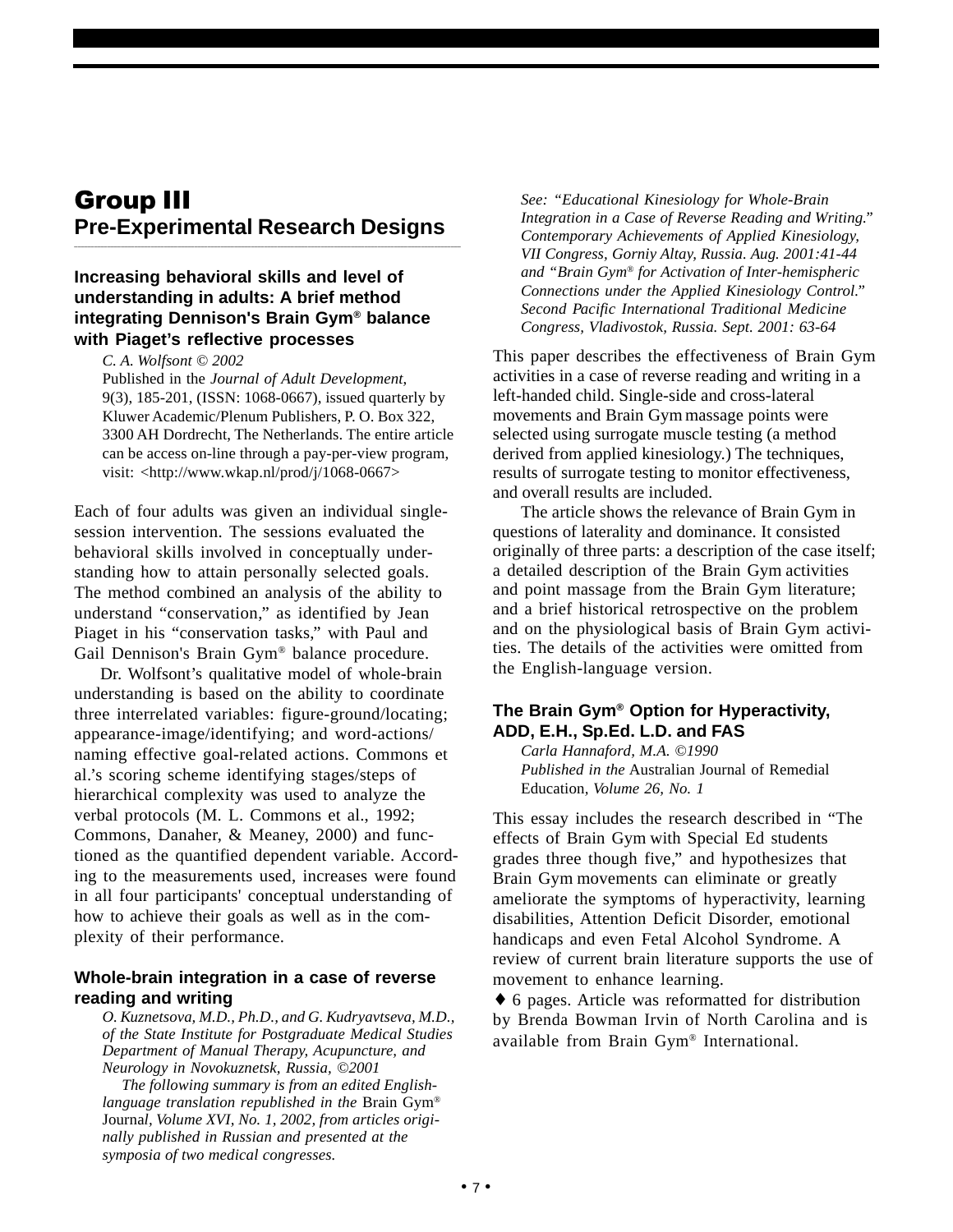# Group III

## Pre-Experimental Research Designs

### Increasing behavioral skills and level of understanding in adults: A brief method integrating Dennison's Brain Gym® balance with Piaget's reflective processes

*C. A. Wolfsont © 2002*
Published in the *Journal of Adult Development,* 9(3), 185-201, (ISSN: 1068-0667), issued quarterly by Kluwer Academic/Plenum Publishers, P. O. Box 322, 3300 AH Dordrecht, The Netherlands. The entire article can be access on-line through a pay-per-view program, visit: <http://www.wkap.nl/prod/j/1068-0667>

Each of four adults was given an individual single-session intervention. The sessions evaluated the behavioral skills involved in conceptually understanding how to attain personally selected goals. The method combined an analysis of the ability to understand "conservation," as identified by Jean Piaget in his "conservation tasks," with Paul and Gail Dennison's Brain Gym® balance procedure.

Dr. Wolfsont's qualitative model of whole-brain understanding is based on the ability to coordinate three interrelated variables: figure-ground/locating; appearance-image/identifying; and word-actions/naming effective goal-related actions. Commons et al.'s scoring scheme identifying stages/steps of hierarchical complexity was used to analyze the verbal protocols (M. L. Commons et al., 1992; Commons, Danaher, & Meaney, 2000) and functioned as the quantified dependent variable. According to the measurements used, increases were found in all four participants' conceptual understanding of how to achieve their goals as well as in the complexity of their performance.

### Whole-brain integration in a case of reverse reading and writing

*O. Kuznetsova, M.D., Ph.D., and G. Kudryavtseva, M.D., of the State Institute for Postgraduate Medical Studies Department of Manual Therapy, Acupuncture, and Neurology in Novokuznetsk, Russia, ©2001*

*The following summary is from an edited English-language translation republished in the* Brain Gym® Journa*l, Volume XVI, No. 1, 2002, from articles originally published in Russian and presented at the symposia of two medical congresses.*

*See: "Educational Kinesiology for Whole-Brain Integration in a Case of Reverse Reading and Writing." Contemporary Achievements of Applied Kinesiology, VII Congress, Gorniy Altay, Russia. Aug. 2001:41-44 and "Brain Gym® for Activation of Inter-hemispheric Connections under the Applied Kinesiology Control." Second Pacific International Traditional Medicine Congress, Vladivostok, Russia. Sept. 2001: 63-64*

This paper describes the effectiveness of Brain Gym activities in a case of reverse reading and writing in a left-handed child. Single-side and cross-lateral movements and Brain Gym massage points were selected using surrogate muscle testing (a method derived from applied kinesiology.) The techniques, results of surrogate testing to monitor effectiveness, and overall results are included.

The article shows the relevance of Brain Gym in questions of laterality and dominance. It consisted originally of three parts: a description of the case itself; a detailed description of the Brain Gym activities and point massage from the Brain Gym literature; and a brief historical retrospective on the problem and on the physiological basis of Brain Gym activities. The details of the activities were omitted from the English-language version.

### The Brain Gym® Option for Hyperactivity, ADD, E.H., Sp.Ed. L.D. and FAS

*Carla Hannaford, M.A. ©1990*
*Published in the* Australian Journal of Remedial Education*, Volume 26, No. 1*

This essay includes the research described in "The effects of Brain Gym with Special Ed students grades three though five," and hypothesizes that Brain Gym movements can eliminate or greatly ameliorate the symptoms of hyperactivity, learning disabilities, Attention Deficit Disorder, emotional handicaps and even Fetal Alcohol Syndrome. A review of current brain literature supports the use of movement to enhance learning.

♦ 6 pages. Article was reformatted for distribution by Brenda Bowman Irvin of North Carolina and is available from Brain Gym® International.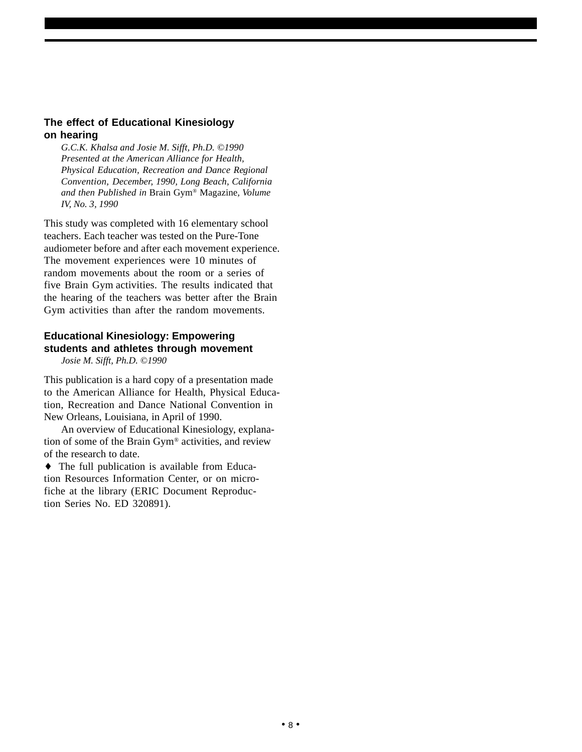### The effect of Educational Kinesiology on hearing

*G.C.K. Khalsa and Josie M. Sifft, Ph.D. ©1990 Presented at the American Alliance for Health, Physical Education, Recreation and Dance Regional Convention, December, 1990, Long Beach, California and then Published in* Brain Gym® Magazine*, Volume IV, No. 3, 1990*

This study was completed with 16 elementary school teachers. Each teacher was tested on the Pure-Tone audiometer before and after each movement experience. The movement experiences were 10 minutes of random movements about the room or a series of five Brain Gym activities. The results indicated that the hearing of the teachers was better after the Brain Gym activities than after the random movements.

### Educational Kinesiology: Empowering students and athletes through movement

*Josie M. Sifft, Ph.D. ©1990*

This publication is a hard copy of a presentation made to the American Alliance for Health, Physical Education, Recreation and Dance National Convention in New Orleans, Louisiana, in April of 1990.

An overview of Educational Kinesiology, explanation of some of the Brain Gym® activities, and review of the research to date.

♦ The full publication is available from Education Resources Information Center, or on microfiche at the library (ERIC Document Reproduction Series No. ED 320891).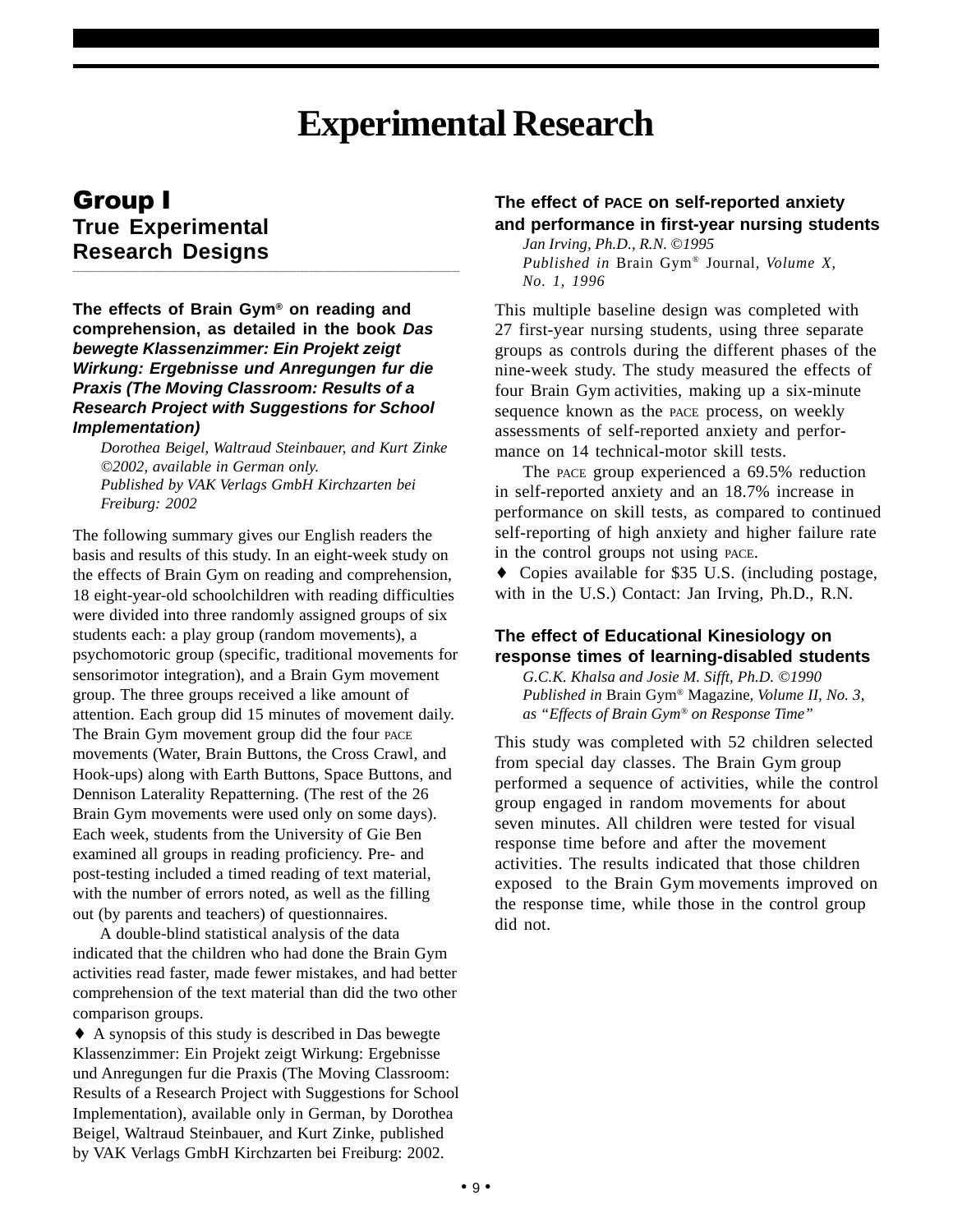# Experimental Research

## Group I
### True Experimental Research Designs

**The effects of Brain Gym® on reading and comprehension, as detailed in the book *Das bewegte Klassenzimmer: Ein Projekt zeigt Wirkung: Ergebnisse und Anregungen fur die Praxis (The Moving Classroom: Results of a Research Project with Suggestions for School Implementation)***

*Dorothea Beigel, Waltraud Steinbauer, and Kurt Zinke ©2002, available in German only.*
*Published by VAK Verlags GmbH Kirchzarten bei Freiburg: 2002*

The following summary gives our English readers the basis and results of this study. In an eight-week study on the effects of Brain Gym on reading and comprehension, 18 eight-year-old schoolchildren with reading difficulties were divided into three randomly assigned groups of six students each: a play group (random movements), a psychomotoric group (specific, traditional movements for sensorimotor integration), and a Brain Gym movement group. The three groups received a like amount of attention. Each group did 15 minutes of movement daily. The Brain Gym movement group did the four PACE movements (Water, Brain Buttons, the Cross Crawl, and Hook-ups) along with Earth Buttons, Space Buttons, and Dennison Laterality Repatterning. (The rest of the 26 Brain Gym movements were used only on some days). Each week, students from the University of Gie Ben examined all groups in reading proficiency. Pre- and post-testing included a timed reading of text material, with the number of errors noted, as well as the filling out (by parents and teachers) of questionnaires.

A double-blind statistical analysis of the data indicated that the children who had done the Brain Gym activities read faster, made fewer mistakes, and had better comprehension of the text material than did the two other comparison groups.

♦ A synopsis of this study is described in Das bewegte Klassenzimmer: Ein Projekt zeigt Wirkung: Ergebnisse und Anregungen fur die Praxis (The Moving Classroom: Results of a Research Project with Suggestions for School Implementation), available only in German, by Dorothea Beigel, Waltraud Steinbauer, and Kurt Zinke, published by VAK Verlags GmbH Kirchzarten bei Freiburg: 2002.

**The effect of PACE on self-reported anxiety and performance in first-year nursing students**

*Jan Irving, Ph.D., R.N. ©1995*
*Published in* Brain Gym® Journal, *Volume X, No. 1, 1996*

This multiple baseline design was completed with 27 first-year nursing students, using three separate groups as controls during the different phases of the nine-week study. The study measured the effects of four Brain Gym activities, making up a six-minute sequence known as the PACE process, on weekly assessments of self-reported anxiety and performance on 14 technical-motor skill tests.

The PACE group experienced a 69.5% reduction in self-reported anxiety and an 18.7% increase in performance on skill tests, as compared to continued self-reporting of high anxiety and higher failure rate in the control groups not using PACE.

♦ Copies available for $35 U.S. (including postage, with in the U.S.) Contact: Jan Irving, Ph.D., R.N.

**The effect of Educational Kinesiology on response times of learning-disabled students**

*G.C.K. Khalsa and Josie M. Sifft, Ph.D. ©1990*
*Published in* Brain Gym® Magazine, *Volume II, No. 3, as "Effects of Brain Gym® on Response Time"*

This study was completed with 52 children selected from special day classes. The Brain Gym group performed a sequence of activities, while the control group engaged in random movements for about seven minutes. All children were tested for visual response time before and after the movement activities. The results indicated that those children exposed to the Brain Gym movements improved on the response time, while those in the control group did not.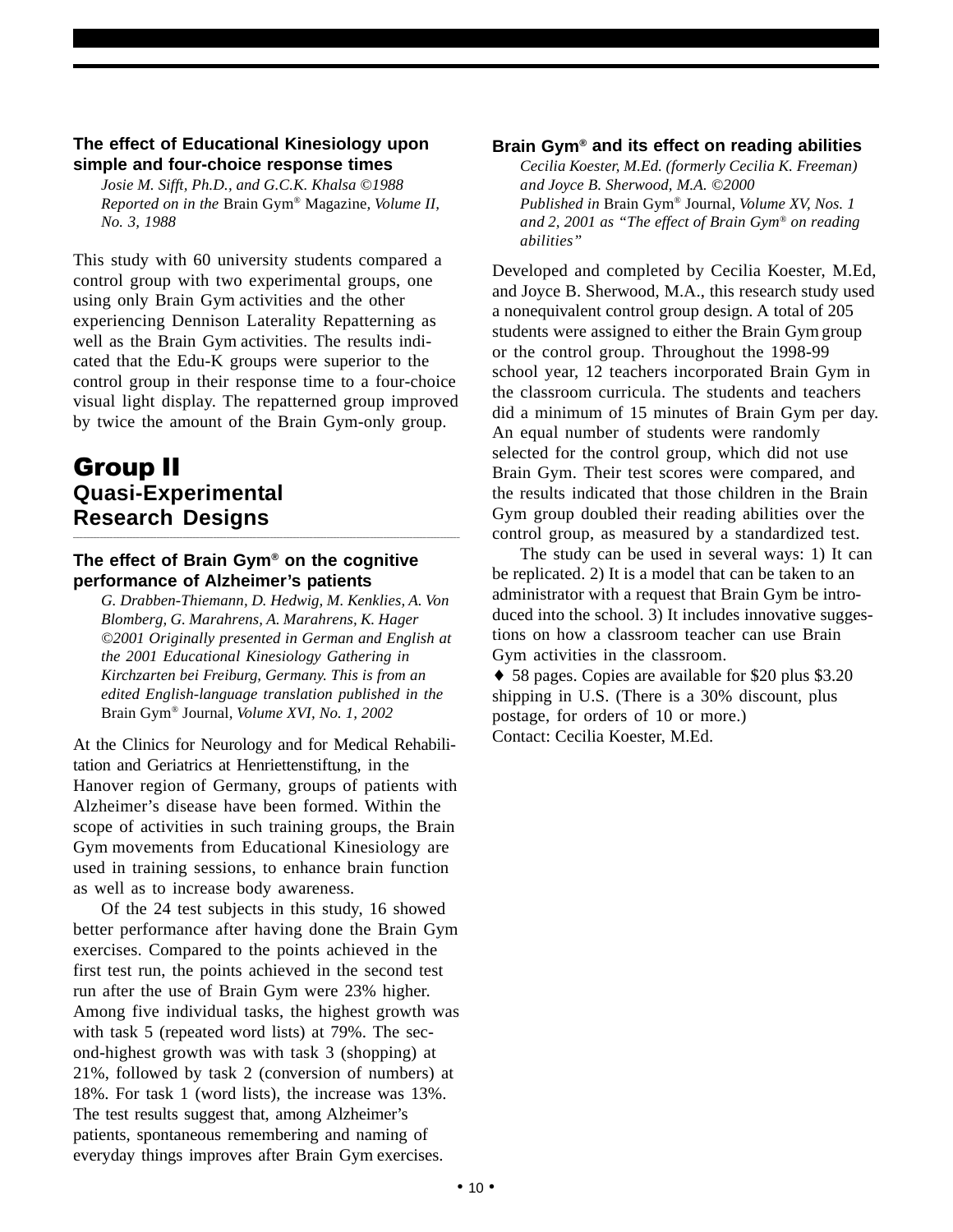### The effect of Educational Kinesiology upon simple and four-choice response times

*Josie M. Sifft, Ph.D., and G.C.K. Khalsa ©1988*
*Reported on in the* Brain Gym® Magazine*, Volume II, No. 3, 1988*

This study with 60 university students compared a control group with two experimental groups, one using only Brain Gym activities and the other experiencing Dennison Laterality Repatterning as well as the Brain Gym activities. The results indicated that the Edu-K groups were superior to the control group in their response time to a four-choice visual light display. The repatterned group improved by twice the amount of the Brain Gym-only group.

## Group II
## Quasi-Experimental Research Designs

### The effect of Brain Gym® on the cognitive performance of Alzheimer's patients

*G. Drabben-Thiemann, D. Hedwig, M. Kenklies, A. Von Blomberg, G. Marahrens, A. Marahrens, K. Hager ©2001 Originally presented in German and English at the 2001 Educational Kinesiology Gathering in Kirchzarten bei Freiburg, Germany. This is from an edited English-language translation published in the* Brain Gym® Journal*, Volume XVI, No. 1, 2002*

At the Clinics for Neurology and for Medical Rehabilitation and Geriatrics at Henriettenstiftung, in the Hanover region of Germany, groups of patients with Alzheimer's disease have been formed. Within the scope of activities in such training groups, the Brain Gym movements from Educational Kinesiology are used in training sessions, to enhance brain function as well as to increase body awareness.

Of the 24 test subjects in this study, 16 showed better performance after having done the Brain Gym exercises. Compared to the points achieved in the first test run, the points achieved in the second test run after the use of Brain Gym were 23% higher. Among five individual tasks, the highest growth was with task 5 (repeated word lists) at 79%. The second-highest growth was with task 3 (shopping) at 21%, followed by task 2 (conversion of numbers) at 18%. For task 1 (word lists), the increase was 13%. The test results suggest that, among Alzheimer's patients, spontaneous remembering and naming of everyday things improves after Brain Gym exercises.

### Brain Gym® and its effect on reading abilities

*Cecilia Koester, M.Ed. (formerly Cecilia K. Freeman) and Joyce B. Sherwood, M.A. ©2000*
*Published in* Brain Gym® Journal*, Volume XV, Nos. 1 and 2, 2001 as "The effect of Brain Gym® on reading abilities"*

Developed and completed by Cecilia Koester, M.Ed, and Joyce B. Sherwood, M.A., this research study used a nonequivalent control group design. A total of 205 students were assigned to either the Brain Gym group or the control group. Throughout the 1998-99 school year, 12 teachers incorporated Brain Gym in the classroom curricula. The students and teachers did a minimum of 15 minutes of Brain Gym per day. An equal number of students were randomly selected for the control group, which did not use Brain Gym. Their test scores were compared, and the results indicated that those children in the Brain Gym group doubled their reading abilities over the control group, as measured by a standardized test.

The study can be used in several ways: 1) It can be replicated. 2) It is a model that can be taken to an administrator with a request that Brain Gym be introduced into the school. 3) It includes innovative suggestions on how a classroom teacher can use Brain Gym activities in the classroom.

♦ 58 pages. Copies are available for $20 plus $3.20 shipping in U.S. (There is a 30% discount, plus postage, for orders of 10 or more.)
Contact: Cecilia Koester, M.Ed.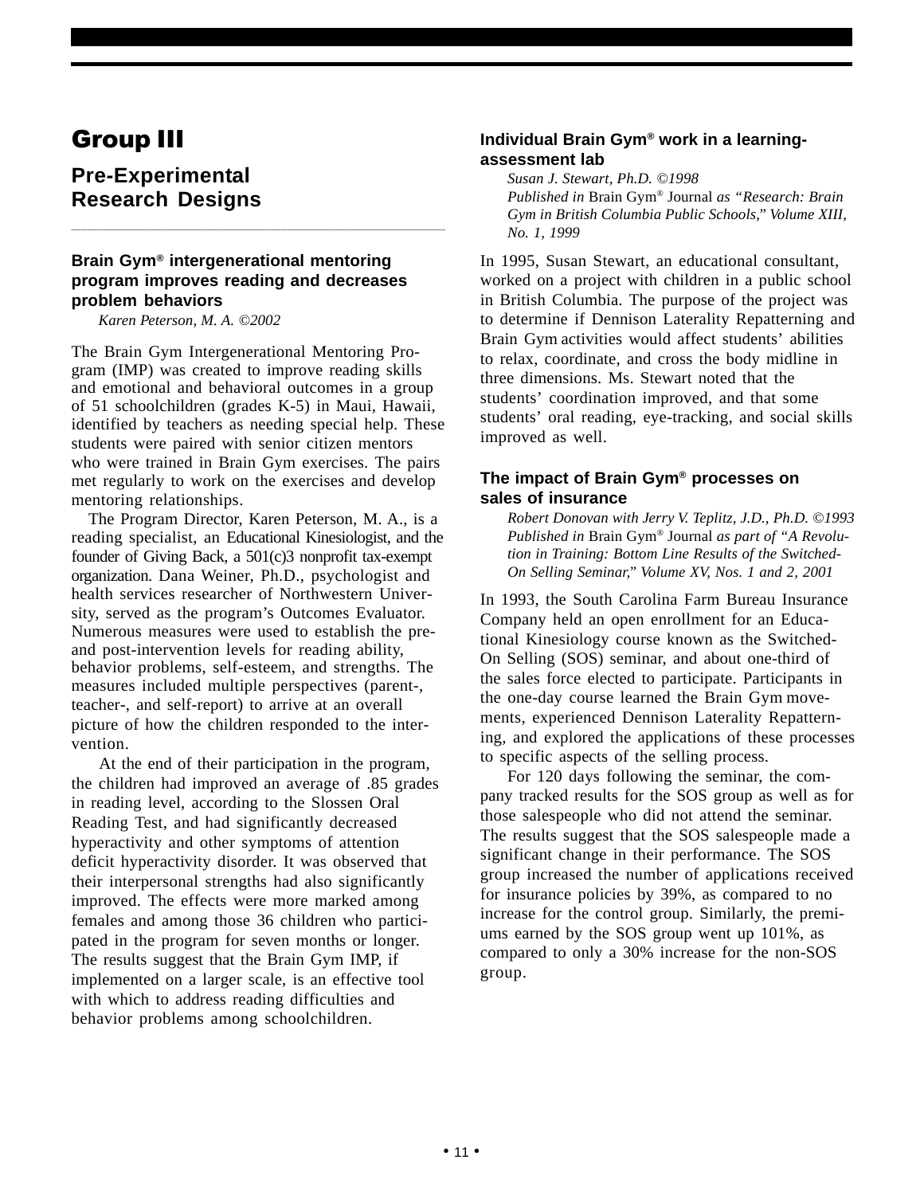# Group III

## Pre-Experimental Research Designs

### Brain Gym® intergenerational mentoring program improves reading and decreases problem behaviors

*Karen Peterson, M. A. ©2002*

The Brain Gym Intergenerational Mentoring Program (IMP) was created to improve reading skills and emotional and behavioral outcomes in a group of 51 schoolchildren (grades K-5) in Maui, Hawaii, identified by teachers as needing special help. These students were paired with senior citizen mentors who were trained in Brain Gym exercises. The pairs met regularly to work on the exercises and develop mentoring relationships.

The Program Director, Karen Peterson, M. A., is a reading specialist, an Educational Kinesiologist, and the founder of Giving Back, a 501(c)3 nonprofit tax-exempt organization. Dana Weiner, Ph.D., psychologist and health services researcher of Northwestern University, served as the program's Outcomes Evaluator. Numerous measures were used to establish the pre- and post-intervention levels for reading ability, behavior problems, self-esteem, and strengths. The measures included multiple perspectives (parent-, teacher-, and self-report) to arrive at an overall picture of how the children responded to the intervention.

At the end of their participation in the program, the children had improved an average of .85 grades in reading level, according to the Slossen Oral Reading Test, and had significantly decreased hyperactivity and other symptoms of attention deficit hyperactivity disorder. It was observed that their interpersonal strengths had also significantly improved. The effects were more marked among females and among those 36 children who participated in the program for seven months or longer. The results suggest that the Brain Gym IMP, if implemented on a larger scale, is an effective tool with which to address reading difficulties and behavior problems among schoolchildren.

### Individual Brain Gym® work in a learning-assessment lab

*Susan J. Stewart, Ph.D. ©1998*
*Published in* Brain Gym® Journal *as "Research: Brain Gym in British Columbia Public Schools," Volume XIII, No. 1, 1999*

In 1995, Susan Stewart, an educational consultant, worked on a project with children in a public school in British Columbia. The purpose of the project was to determine if Dennison Laterality Repatterning and Brain Gym activities would affect students' abilities to relax, coordinate, and cross the body midline in three dimensions. Ms. Stewart noted that the students' coordination improved, and that some students' oral reading, eye-tracking, and social skills improved as well.

### The impact of Brain Gym® processes on sales of insurance

*Robert Donovan with Jerry V. Teplitz, J.D., Ph.D. ©1993*
*Published in* Brain Gym® Journal *as part of "A Revolution in Training: Bottom Line Results of the Switched-On Selling Seminar," Volume XV, Nos. 1 and 2, 2001*

In 1993, the South Carolina Farm Bureau Insurance Company held an open enrollment for an Educational Kinesiology course known as the Switched-On Selling (SOS) seminar, and about one-third of the sales force elected to participate. Participants in the one-day course learned the Brain Gym movements, experienced Dennison Laterality Repatterning, and explored the applications of these processes to specific aspects of the selling process.

For 120 days following the seminar, the company tracked results for the SOS group as well as for those salespeople who did not attend the seminar. The results suggest that the SOS salespeople made a significant change in their performance. The SOS group increased the number of applications received for insurance policies by 39%, as compared to no increase for the control group. Similarly, the premiums earned by the SOS group went up 101%, as compared to only a 30% increase for the non-SOS group.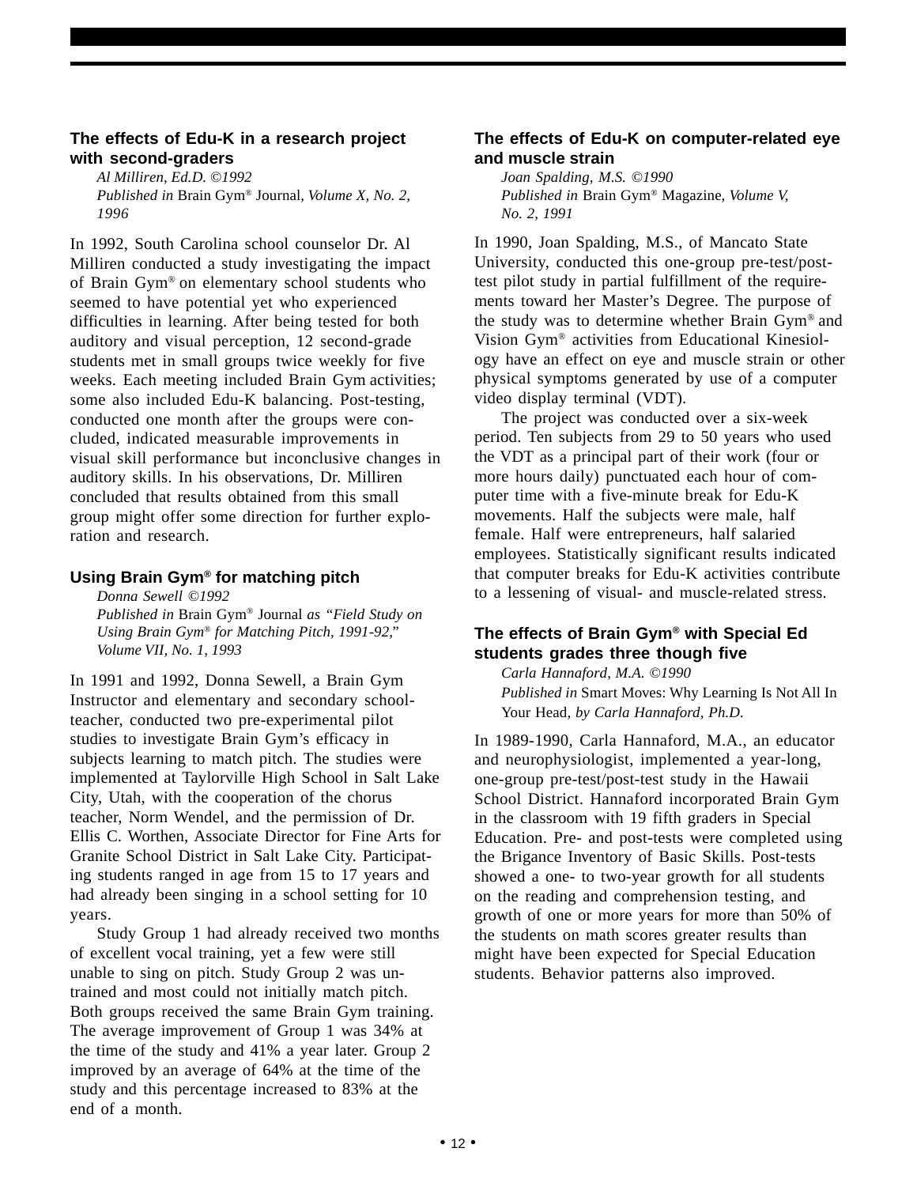### The effects of Edu-K in a research project with second-graders

*Al Milliren, Ed.D. ©1992*
*Published in* Brain Gym® Journal*, Volume X, No. 2, 1996*

In 1992, South Carolina school counselor Dr. Al Milliren conducted a study investigating the impact of Brain Gym® on elementary school students who seemed to have potential yet who experienced difficulties in learning. After being tested for both auditory and visual perception, 12 second-grade students met in small groups twice weekly for five weeks. Each meeting included Brain Gym activities; some also included Edu-K balancing. Post-testing, conducted one month after the groups were concluded, indicated measurable improvements in visual skill performance but inconclusive changes in auditory skills. In his observations, Dr. Milliren concluded that results obtained from this small group might offer some direction for further exploration and research.

### Using Brain Gym® for matching pitch

*Donna Sewell ©1992*
*Published in* Brain Gym® Journal *as "Field Study on Using Brain Gym® for Matching Pitch, 1991-92," Volume VII, No. 1, 1993*

In 1991 and 1992, Donna Sewell, a Brain Gym Instructor and elementary and secondary schoolteacher, conducted two pre-experimental pilot studies to investigate Brain Gym's efficacy in subjects learning to match pitch. The studies were implemented at Taylorville High School in Salt Lake City, Utah, with the cooperation of the chorus teacher, Norm Wendel, and the permission of Dr. Ellis C. Worthen, Associate Director for Fine Arts for Granite School District in Salt Lake City. Participating students ranged in age from 15 to 17 years and had already been singing in a school setting for 10 years.

Study Group 1 had already received two months of excellent vocal training, yet a few were still unable to sing on pitch. Study Group 2 was untrained and most could not initially match pitch. Both groups received the same Brain Gym training. The average improvement of Group 1 was 34% at the time of the study and 41% a year later. Group 2 improved by an average of 64% at the time of the study and this percentage increased to 83% at the end of a month.

### The effects of Edu-K on computer-related eye and muscle strain

*Joan Spalding, M.S. ©1990*
*Published in* Brain Gym® Magazine*, Volume V, No. 2, 1991*

In 1990, Joan Spalding, M.S., of Mancato State University, conducted this one-group pre-test/post-test pilot study in partial fulfillment of the requirements toward her Master's Degree. The purpose of the study was to determine whether Brain Gym® and Vision Gym® activities from Educational Kinesiology have an effect on eye and muscle strain or other physical symptoms generated by use of a computer video display terminal (VDT).

The project was conducted over a six-week period. Ten subjects from 29 to 50 years who used the VDT as a principal part of their work (four or more hours daily) punctuated each hour of computer time with a five-minute break for Edu-K movements. Half the subjects were male, half female. Half were entrepreneurs, half salaried employees. Statistically significant results indicated that computer breaks for Edu-K activities contribute to a lessening of visual- and muscle-related stress.

### The effects of Brain Gym® with Special Ed students grades three though five

*Carla Hannaford, M.A. ©1990*
*Published in* Smart Moves: Why Learning Is Not All In Your Head*, by Carla Hannaford, Ph.D.*

In 1989-1990, Carla Hannaford, M.A., an educator and neurophysiologist, implemented a year-long, one-group pre-test/post-test study in the Hawaii School District. Hannaford incorporated Brain Gym in the classroom with 19 fifth graders in Special Education. Pre- and post-tests were completed using the Brigance Inventory of Basic Skills. Post-tests showed a one- to two-year growth for all students on the reading and comprehension testing, and growth of one or more years for more than 50% of the students on math scores greater results than might have been expected for Special Education students. Behavior patterns also improved.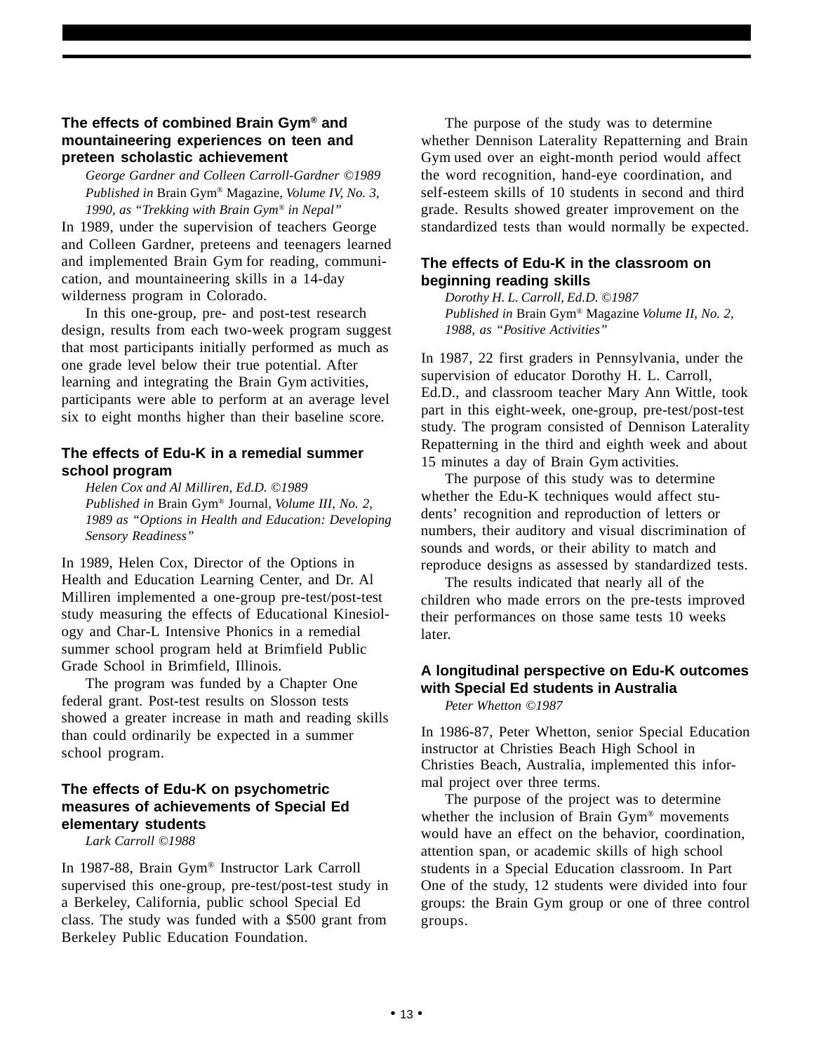### The effects of combined Brain Gym® and mountaineering experiences on teen and preteen scholastic achievement

*George Gardner and Colleen Carroll-Gardner ©1989*
*Published in* Brain Gym® Magazine*, Volume IV, No. 3, 1990, as "Trekking with Brain Gym® in Nepal"*

In 1989, under the supervision of teachers George and Colleen Gardner, preteens and teenagers learned and implemented Brain Gym for reading, communication, and mountaineering skills in a 14-day wilderness program in Colorado.

In this one-group, pre- and post-test research design, results from each two-week program suggest that most participants initially performed as much as one grade level below their true potential. After learning and integrating the Brain Gym activities, participants were able to perform at an average level six to eight months higher than their baseline score.

### The effects of Edu-K in a remedial summer school program

*Helen Cox and Al Milliren, Ed.D. ©1989*
*Published in* Brain Gym® Journal*, Volume III, No. 2, 1989 as "Options in Health and Education: Developing Sensory Readiness"*

In 1989, Helen Cox, Director of the Options in Health and Education Learning Center, and Dr. Al Milliren implemented a one-group pre-test/post-test study measuring the effects of Educational Kinesiology and Char-L Intensive Phonics in a remedial summer school program held at Brimfield Public Grade School in Brimfield, Illinois.

The program was funded by a Chapter One federal grant. Post-test results on Slosson tests showed a greater increase in math and reading skills than could ordinarily be expected in a summer school program.

### The effects of Edu-K on psychometric measures of achievements of Special Ed elementary students

*Lark Carroll ©1988*

In 1987-88, Brain Gym® Instructor Lark Carroll supervised this one-group, pre-test/post-test study in a Berkeley, California, public school Special Ed class. The study was funded with a $500 grant from Berkeley Public Education Foundation.

The purpose of the study was to determine whether Dennison Laterality Repatterning and Brain Gym used over an eight-month period would affect the word recognition, hand-eye coordination, and self-esteem skills of 10 students in second and third grade. Results showed greater improvement on the standardized tests than would normally be expected.

### The effects of Edu-K in the classroom on beginning reading skills

*Dorothy H. L. Carroll, Ed.D. ©1987*
*Published in* Brain Gym® Magazine *Volume II, No. 2, 1988, as "Positive Activities"*

In 1987, 22 first graders in Pennsylvania, under the supervision of educator Dorothy H. L. Carroll, Ed.D., and classroom teacher Mary Ann Wittle, took part in this eight-week, one-group, pre-test/post-test study. The program consisted of Dennison Laterality Repatterning in the third and eighth week and about 15 minutes a day of Brain Gym activities.

The purpose of this study was to determine whether the Edu-K techniques would affect students' recognition and reproduction of letters or numbers, their auditory and visual discrimination of sounds and words, or their ability to match and reproduce designs as assessed by standardized tests.

The results indicated that nearly all of the children who made errors on the pre-tests improved their performances on those same tests 10 weeks later.

### A longitudinal perspective on Edu-K outcomes with Special Ed students in Australia

*Peter Whetton ©1987*

In 1986-87, Peter Whetton, senior Special Education instructor at Christies Beach High School in Christies Beach, Australia, implemented this informal project over three terms.

The purpose of the project was to determine whether the inclusion of Brain Gym® movements would have an effect on the behavior, coordination, attention span, or academic skills of high school students in a Special Education classroom. In Part One of the study, 12 students were divided into four groups: the Brain Gym group or one of three control groups.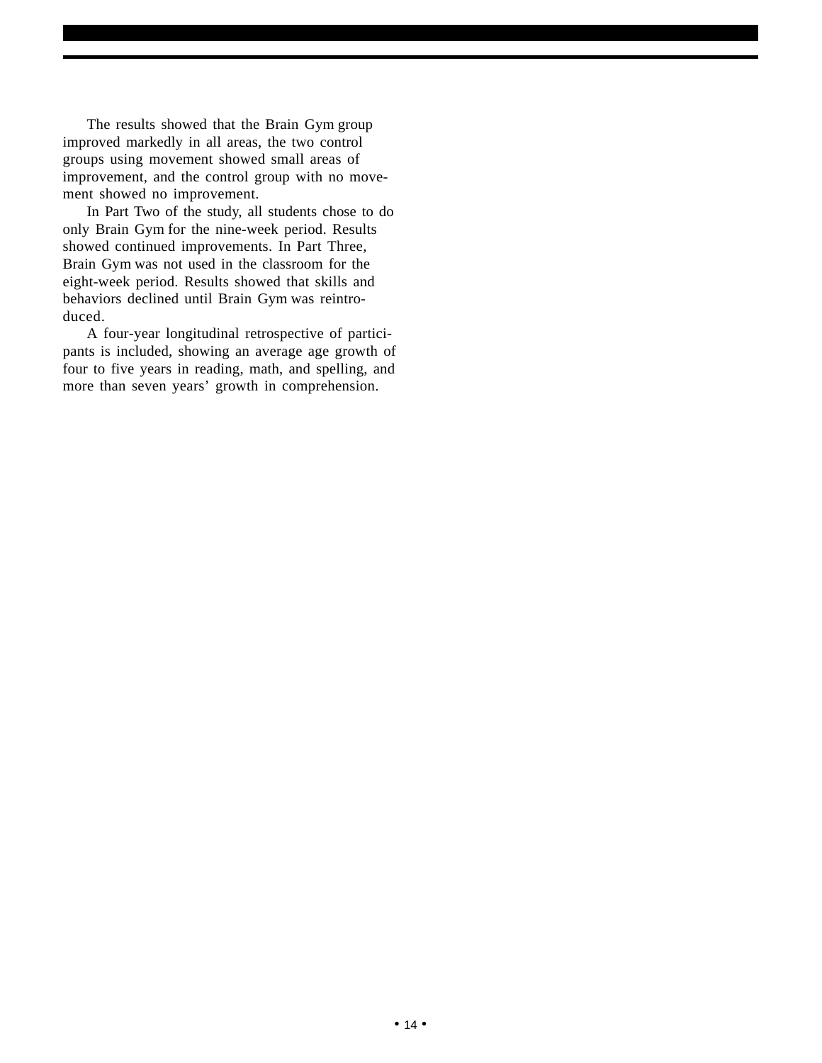The results showed that the Brain Gym group improved markedly in all areas, the two control groups using movement showed small areas of improvement, and the control group with no movement showed no improvement.

In Part Two of the study, all students chose to do only Brain Gym for the nine-week period. Results showed continued improvements. In Part Three, Brain Gym was not used in the classroom for the eight-week period. Results showed that skills and behaviors declined until Brain Gym was reintroduced.

A four-year longitudinal retrospective of participants is included, showing an average age growth of four to five years in reading, math, and spelling, and more than seven years' growth in comprehension.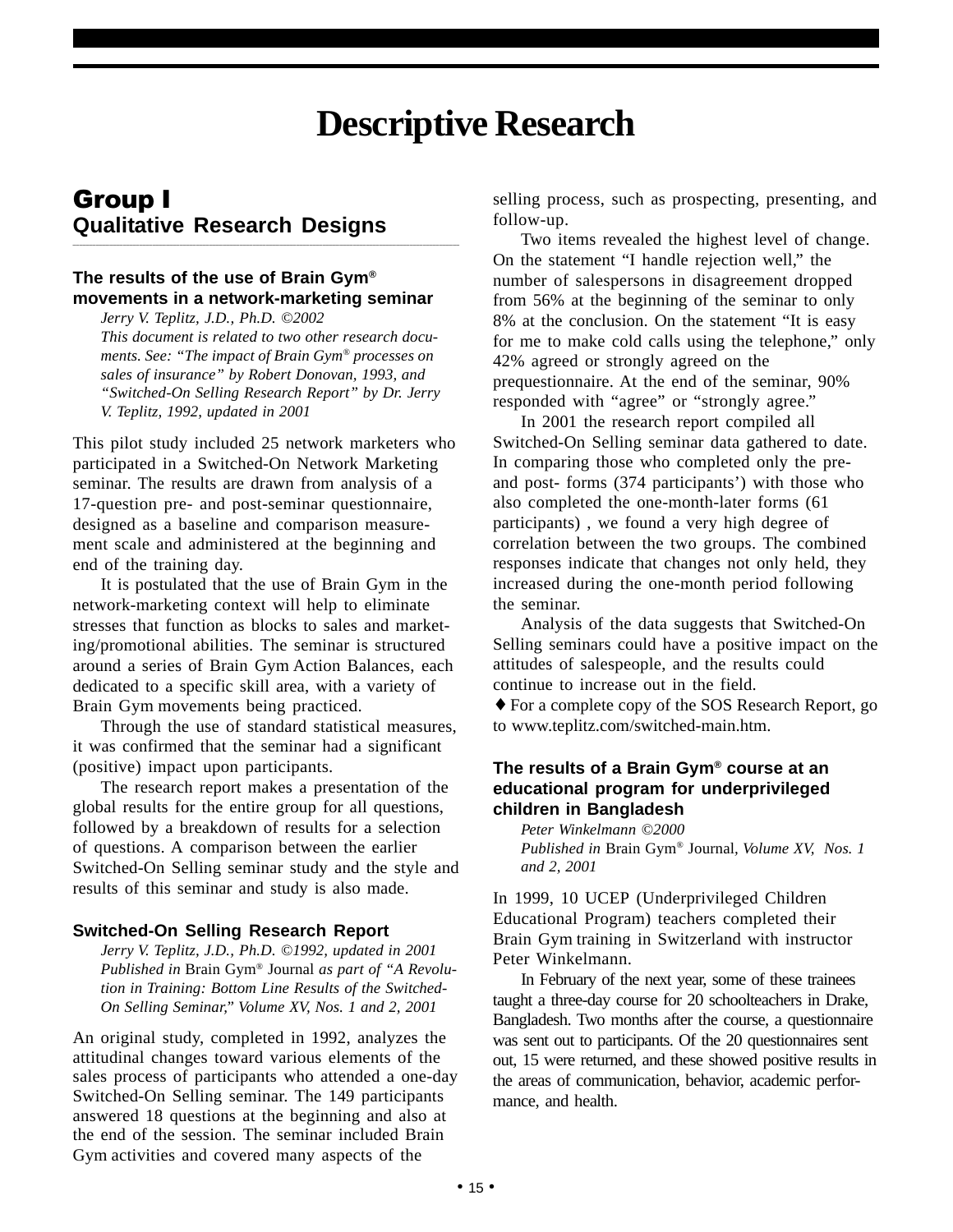# Descriptive Research

## Group I
## Qualitative Research Designs

### The results of the use of Brain Gym® movements in a network-marketing seminar

*Jerry V. Teplitz, J.D., Ph.D. ©2002*
*This document is related to two other research documents. See: "The impact of Brain Gym® processes on sales of insurance" by Robert Donovan, 1993, and "Switched-On Selling Research Report" by Dr. Jerry V. Teplitz, 1992, updated in 2001*

This pilot study included 25 network marketers who participated in a Switched-On Network Marketing seminar. The results are drawn from analysis of a 17-question pre- and post-seminar questionnaire, designed as a baseline and comparison measurement scale and administered at the beginning and end of the training day.

It is postulated that the use of Brain Gym in the network-marketing context will help to eliminate stresses that function as blocks to sales and marketing/promotional abilities. The seminar is structured around a series of Brain Gym Action Balances, each dedicated to a specific skill area, with a variety of Brain Gym movements being practiced.

Through the use of standard statistical measures, it was confirmed that the seminar had a significant (positive) impact upon participants.

The research report makes a presentation of the global results for the entire group for all questions, followed by a breakdown of results for a selection of questions. A comparison between the earlier Switched-On Selling seminar study and the style and results of this seminar and study is also made.

### Switched-On Selling Research Report

*Jerry V. Teplitz, J.D., Ph.D. ©1992, updated in 2001*
*Published in* Brain Gym® Journal *as part of "A Revolution in Training: Bottom Line Results of the Switched-On Selling Seminar," Volume XV, Nos. 1 and 2, 2001*

An original study, completed in 1992, analyzes the attitudinal changes toward various elements of the sales process of participants who attended a one-day Switched-On Selling seminar. The 149 participants answered 18 questions at the beginning and also at the end of the session. The seminar included Brain Gym activities and covered many aspects of the selling process, such as prospecting, presenting, and follow-up.

Two items revealed the highest level of change. On the statement "I handle rejection well," the number of salespersons in disagreement dropped from 56% at the beginning of the seminar to only 8% at the conclusion. On the statement "It is easy for me to make cold calls using the telephone," only 42% agreed or strongly agreed on the prequestionnaire. At the end of the seminar, 90% responded with "agree" or "strongly agree."

In 2001 the research report compiled all Switched-On Selling seminar data gathered to date. In comparing those who completed only the pre- and post- forms (374 participants') with those who also completed the one-month-later forms (61 participants) , we found a very high degree of correlation between the two groups. The combined responses indicate that changes not only held, they increased during the one-month period following the seminar.

Analysis of the data suggests that Switched-On Selling seminars could have a positive impact on the attitudes of salespeople, and the results could continue to increase out in the field.

♦ For a complete copy of the SOS Research Report, go to www.teplitz.com/switched-main.htm.

### The results of a Brain Gym® course at an educational program for underprivileged children in Bangladesh

*Peter Winkelmann ©2000*
*Published in* Brain Gym® Journal*, Volume XV, Nos. 1 and 2, 2001*

In 1999, 10 UCEP (Underprivileged Children Educational Program) teachers completed their Brain Gym training in Switzerland with instructor Peter Winkelmann.

In February of the next year, some of these trainees taught a three-day course for 20 schoolteachers in Drake, Bangladesh. Two months after the course, a questionnaire was sent out to participants. Of the 20 questionnaires sent out, 15 were returned, and these showed positive results in the areas of communication, behavior, academic performance, and health.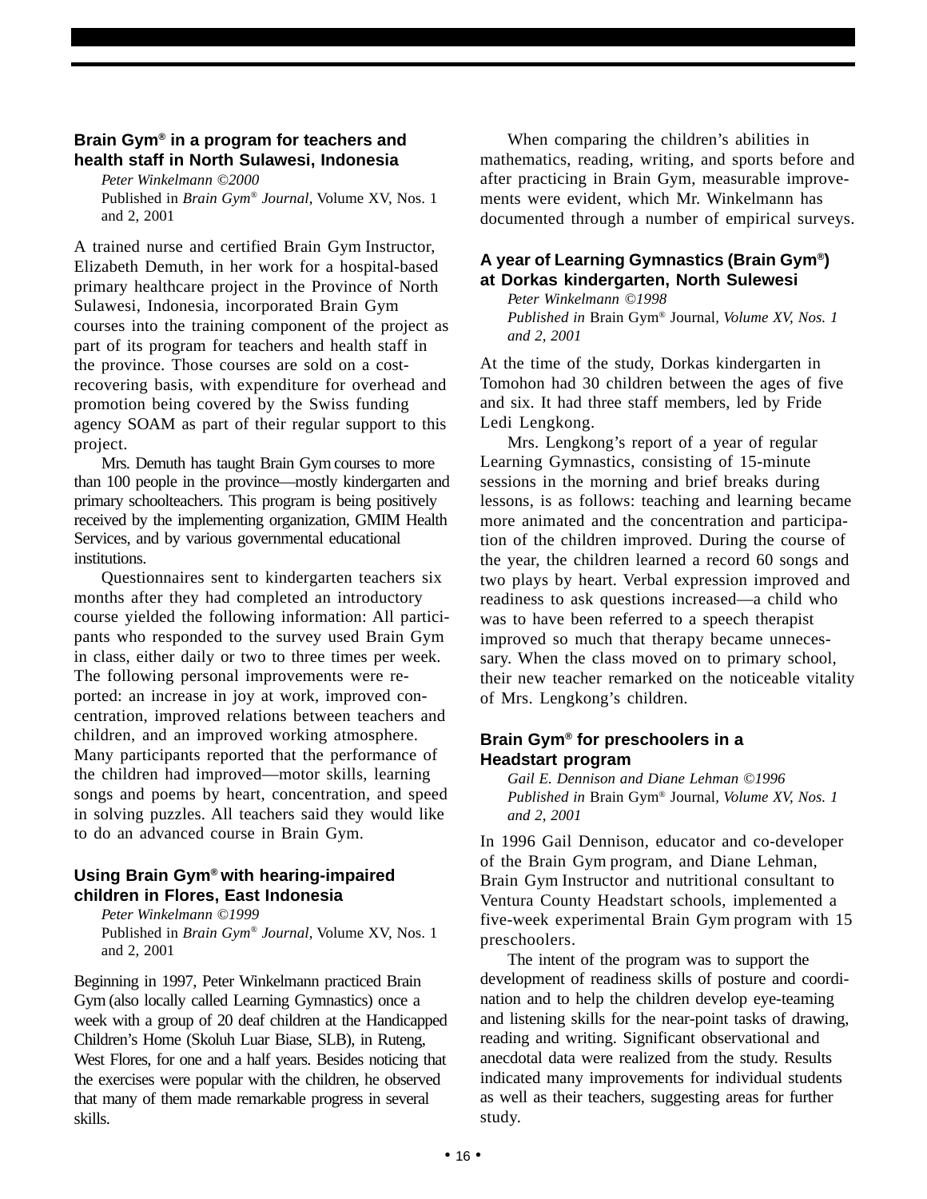### Brain Gym® in a program for teachers and health staff in North Sulawesi, Indonesia

*Peter Winkelmann ©2000*
Published in *Brain Gym® Journal*, Volume XV, Nos. 1 and 2, 2001

A trained nurse and certified Brain Gym Instructor, Elizabeth Demuth, in her work for a hospital-based primary healthcare project in the Province of North Sulawesi, Indonesia, incorporated Brain Gym courses into the training component of the project as part of its program for teachers and health staff in the province. Those courses are sold on a cost-recovering basis, with expenditure for overhead and promotion being covered by the Swiss funding agency SOAM as part of their regular support to this project.

Mrs. Demuth has taught Brain Gym courses to more than 100 people in the province—mostly kindergarten and primary schoolteachers. This program is being positively received by the implementing organization, GMIM Health Services, and by various governmental educational institutions.

Questionnaires sent to kindergarten teachers six months after they had completed an introductory course yielded the following information: All participants who responded to the survey used Brain Gym in class, either daily or two to three times per week. The following personal improvements were reported: an increase in joy at work, improved concentration, improved relations between teachers and children, and an improved working atmosphere. Many participants reported that the performance of the children had improved—motor skills, learning songs and poems by heart, concentration, and speed in solving puzzles. All teachers said they would like to do an advanced course in Brain Gym.

### Using Brain Gym® with hearing-impaired children in Flores, East Indonesia

*Peter Winkelmann ©1999*
Published in *Brain Gym® Journal*, Volume XV, Nos. 1 and 2, 2001

Beginning in 1997, Peter Winkelmann practiced Brain Gym (also locally called Learning Gymnastics) once a week with a group of 20 deaf children at the Handicapped Children's Home (Skoluh Luar Biase, SLB), in Ruteng, West Flores, for one and a half years. Besides noticing that the exercises were popular with the children, he observed that many of them made remarkable progress in several skills.

When comparing the children's abilities in mathematics, reading, writing, and sports before and after practicing in Brain Gym, measurable improvements were evident, which Mr. Winkelmann has documented through a number of empirical surveys.

### A year of Learning Gymnastics (Brain Gym®) at Dorkas kindergarten, North Sulewesi

*Peter Winkelmann ©1998*
*Published in* Brain Gym® Journal*, Volume XV, Nos. 1 and 2, 2001*

At the time of the study, Dorkas kindergarten in Tomohon had 30 children between the ages of five and six. It had three staff members, led by Fride Ledi Lengkong.

Mrs. Lengkong's report of a year of regular Learning Gymnastics, consisting of 15-minute sessions in the morning and brief breaks during lessons, is as follows: teaching and learning became more animated and the concentration and participation of the children improved. During the course of the year, the children learned a record 60 songs and two plays by heart. Verbal expression improved and readiness to ask questions increased—a child who was to have been referred to a speech therapist improved so much that therapy became unnecessary. When the class moved on to primary school, their new teacher remarked on the noticeable vitality of Mrs. Lengkong's children.

### Brain Gym® for preschoolers in a Headstart program

*Gail E. Dennison and Diane Lehman ©1996*
*Published in* Brain Gym® Journal*, Volume XV, Nos. 1 and 2, 2001*

In 1996 Gail Dennison, educator and co-developer of the Brain Gym program, and Diane Lehman, Brain Gym Instructor and nutritional consultant to Ventura County Headstart schools, implemented a five-week experimental Brain Gym program with 15 preschoolers.

The intent of the program was to support the development of readiness skills of posture and coordination and to help the children develop eye-teaming and listening skills for the near-point tasks of drawing, reading and writing. Significant observational and anecdotal data were realized from the study. Results indicated many improvements for individual students as well as their teachers, suggesting areas for further study.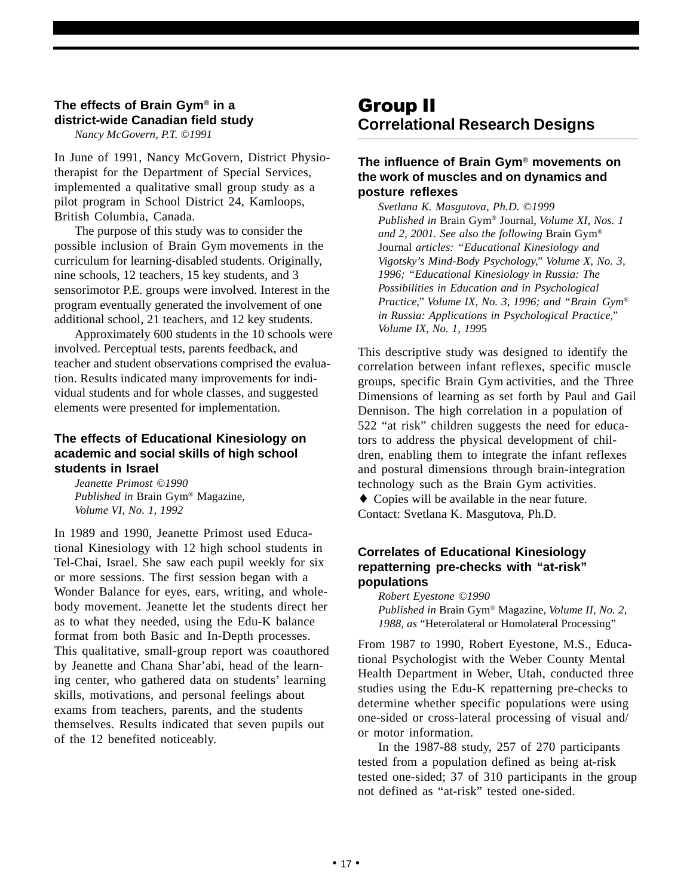### The effects of Brain Gym® in a district-wide Canadian field study

*Nancy McGovern, P.T. ©1991*

In June of 1991, Nancy McGovern, District Physiotherapist for the Department of Special Services, implemented a qualitative small group study as a pilot program in School District 24, Kamloops, British Columbia, Canada.

The purpose of this study was to consider the possible inclusion of Brain Gym movements in the curriculum for learning-disabled students. Originally, nine schools, 12 teachers, 15 key students, and 3 sensorimotor P.E. groups were involved. Interest in the program eventually generated the involvement of one additional school, 21 teachers, and 12 key students.

Approximately 600 students in the 10 schools were involved. Perceptual tests, parents feedback, and teacher and student observations comprised the evaluation. Results indicated many improvements for individual students and for whole classes, and suggested elements were presented for implementation.

### The effects of Educational Kinesiology on academic and social skills of high school students in Israel

*Jeanette Primost ©1990*
*Published in* Brain Gym® Magazine, *Volume VI, No. 1, 1992*

In 1989 and 1990, Jeanette Primost used Educational Kinesiology with 12 high school students in Tel-Chai, Israel. She saw each pupil weekly for six or more sessions. The first session began with a Wonder Balance for eyes, ears, writing, and whole-body movement. Jeanette let the students direct her as to what they needed, using the Edu-K balance format from both Basic and In-Depth processes. This qualitative, small-group report was coauthored by Jeanette and Chana Shar'abi, head of the learning center, who gathered data on students' learning skills, motivations, and personal feelings about exams from teachers, parents, and the students themselves. Results indicated that seven pupils out of the 12 benefited noticeably.

## Group II
## Correlational Research Designs

### The influence of Brain Gym® movements on the work of muscles and on dynamics and posture reflexes

*Svetlana K. Masgutova, Ph.D. ©1999*
*Published in* Brain Gym® Journal*, Volume XI, Nos. 1 and 2, 2001. See also the following* Brain Gym® Journal *articles: "Educational Kinesiology and Vigotsky's Mind-Body Psychology," Volume X, No. 3, 1996; "Educational Kinesiology in Russia: The Possibilities in Education and in Psychological Practice," Volume IX, No. 3, 1996; and "Brain Gym® in Russia: Applications in Psychological Practice," Volume IX, No. 1, 1995*

This descriptive study was designed to identify the correlation between infant reflexes, specific muscle groups, specific Brain Gym activities, and the Three Dimensions of learning as set forth by Paul and Gail Dennison. The high correlation in a population of 522 "at risk" children suggests the need for educators to address the physical development of children, enabling them to integrate the infant reflexes and postural dimensions through brain-integration technology such as the Brain Gym activities.

♦ Copies will be available in the near future. Contact: Svetlana K. Masgutova, Ph.D.

### Correlates of Educational Kinesiology repatterning pre-checks with "at-risk" populations

*Robert Eyestone ©1990*
*Published in* Brain Gym® Magazine*, Volume II, No. 2, 1988, as* "Heterolateral or Homolateral Processing"

From 1987 to 1990, Robert Eyestone, M.S., Educational Psychologist with the Weber County Mental Health Department in Weber, Utah, conducted three studies using the Edu-K repatterning pre-checks to determine whether specific populations were using one-sided or cross-lateral processing of visual and/or motor information.

In the 1987-88 study, 257 of 270 participants tested from a population defined as being at-risk tested one-sided; 37 of 310 participants in the group not defined as "at-risk" tested one-sided.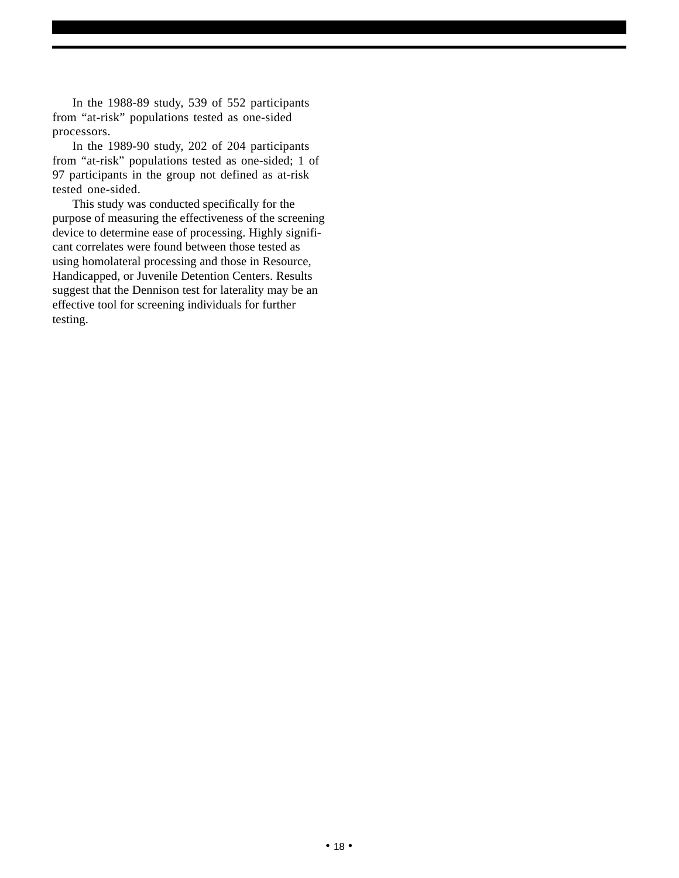In the 1988-89 study, 539 of 552 participants from "at-risk" populations tested as one-sided processors.

In the 1989-90 study, 202 of 204 participants from "at-risk" populations tested as one-sided; 1 of 97 participants in the group not defined as at-risk tested one-sided.

This study was conducted specifically for the purpose of measuring the effectiveness of the screening device to determine ease of processing. Highly significant correlates were found between those tested as using homolateral processing and those in Resource, Handicapped, or Juvenile Detention Centers. Results suggest that the Dennison test for laterality may be an effective tool for screening individuals for further testing.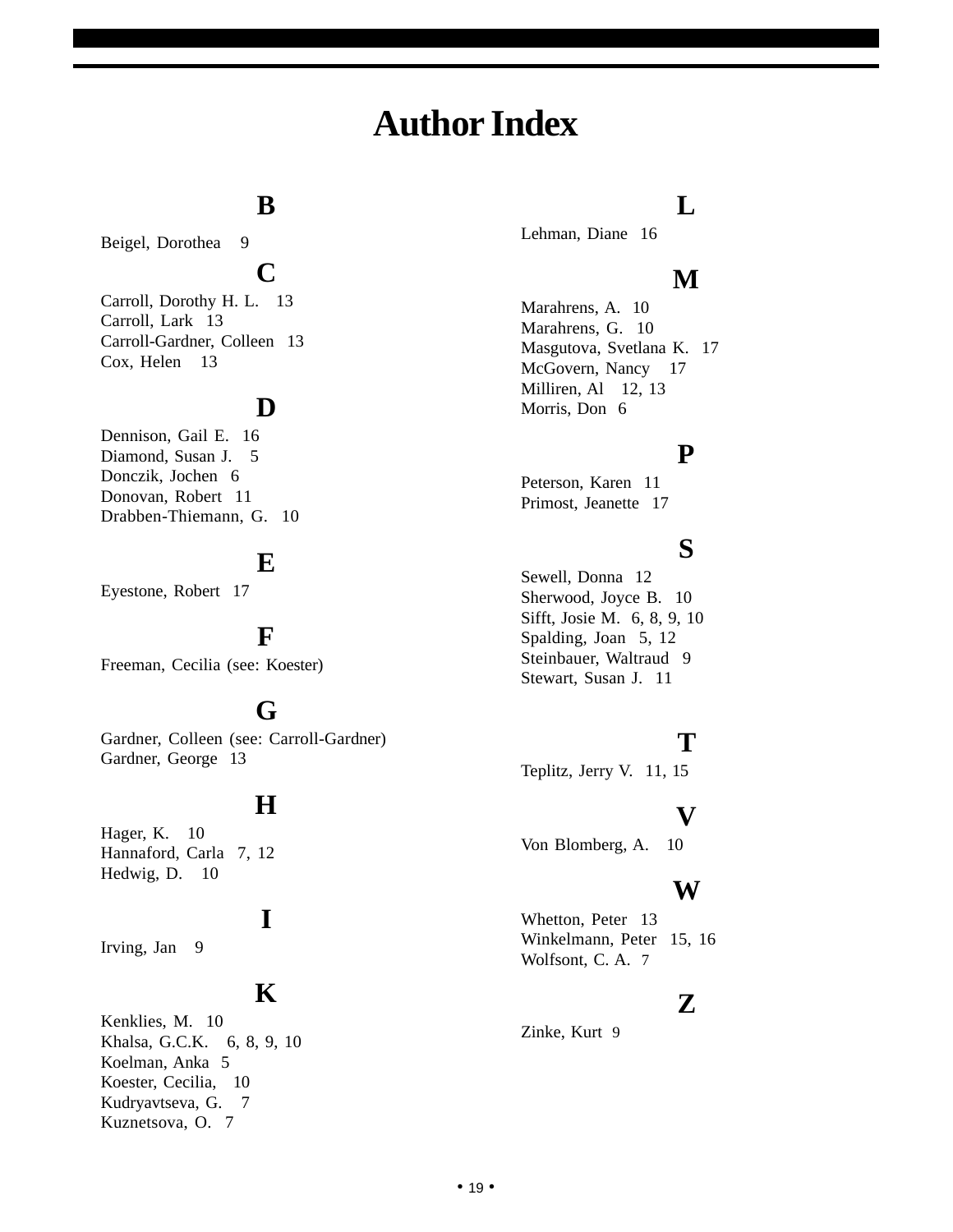# Author Index

## B

Beigel, Dorothea 9

## C

Carroll, Dorothy H. L. 13
Carroll, Lark 13
Carroll-Gardner, Colleen 13
Cox, Helen 13

## D

Dennison, Gail E. 16
Diamond, Susan J. 5
Donczik, Jochen 6
Donovan, Robert 11
Drabben-Thiemann, G. 10

## E

Eyestone, Robert 17

## F

Freeman, Cecilia (see: Koester)

## G

Gardner, Colleen (see: Carroll-Gardner)
Gardner, George 13

## H

Hager, K. 10
Hannaford, Carla 7, 12
Hedwig, D. 10

## I

Irving, Jan 9

## K

Kenklies, M. 10
Khalsa, G.C.K. 6, 8, 9, 10
Koelman, Anka 5
Koester, Cecilia, 10
Kudryavtseva, G. 7
Kuznetsova, O. 7

## L

Lehman, Diane 16

## M

Marahrens, A. 10
Marahrens, G. 10
Masgutova, Svetlana K. 17
McGovern, Nancy 17
Milliren, Al 12, 13
Morris, Don 6

## P

Peterson, Karen 11
Primost, Jeanette 17

## S

Sewell, Donna 12
Sherwood, Joyce B. 10
Sifft, Josie M. 6, 8, 9, 10
Spalding, Joan 5, 12
Steinbauer, Waltraud 9
Stewart, Susan J. 11

## T

Teplitz, Jerry V. 11, 15

## V

Von Blomberg, A. 10

## W

Whetton, Peter 13
Winkelmann, Peter 15, 16
Wolfsont, C. A. 7

## Z

Zinke, Kurt 9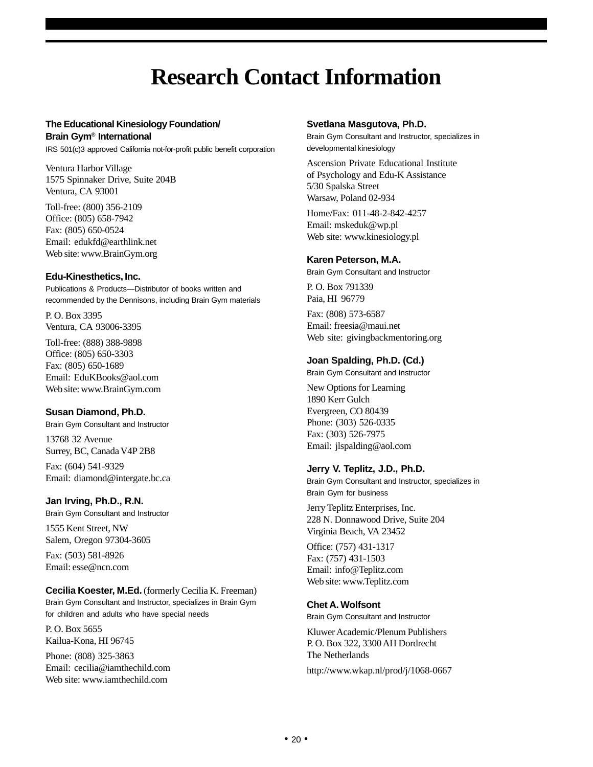# Research Contact Information

**The Educational Kinesiology Foundation/ Brain Gym® International**
IRS 501(c)3 approved California not-for-profit public benefit corporation

Ventura Harbor Village
1575 Spinnaker Drive, Suite 204B
Ventura, CA 93001

Toll-free: (800) 356-2109
Office: (805) 658-7942
Fax: (805) 650-0524
Email: edukfd@earthlink.net
Web site: www.BrainGym.org

**Edu-Kinesthetics, Inc.**
Publications & Products—Distributor of books written and recommended by the Dennisons, including Brain Gym materials

P. O. Box 3395
Ventura, CA 93006-3395

Toll-free: (888) 388-9898
Office: (805) 650-3303
Fax: (805) 650-1689
Email: EduKBooks@aol.com
Web site: www.BrainGym.com

**Susan Diamond, Ph.D.**
Brain Gym Consultant and Instructor

13768 32 Avenue
Surrey, BC, Canada V4P 2B8

Fax: (604) 541-9329
Email: diamond@intergate.bc.ca

**Jan Irving, Ph.D., R.N.**
Brain Gym Consultant and Instructor

1555 Kent Street, NW
Salem, Oregon 97304-3605

Fax: (503) 581-8926
Email: esse@ncn.com

**Cecilia Koester, M.Ed.** (formerly Cecilia K. Freeman)
Brain Gym Consultant and Instructor, specializes in Brain Gym for children and adults who have special needs

P. O. Box 5655
Kailua-Kona, HI 96745

Phone: (808) 325-3863
Email: cecilia@iamthechild.com
Web site: www.iamthechild.com

**Svetlana Masgutova, Ph.D.**
Brain Gym Consultant and Instructor, specializes in developmental kinesiology

Ascension Private Educational Institute of Psychology and Edu-K Assistance
5/30 Spalska Street
Warsaw, Poland 02-934

Home/Fax: 011-48-2-842-4257
Email: mskeduk@wp.pl
Web site: www.kinesiology.pl

**Karen Peterson, M.A.**
Brain Gym Consultant and Instructor

P. O. Box 791339
Paia, HI 96779

Fax: (808) 573-6587
Email: freesia@maui.net
Web site: givingbackmentoring.org

**Joan Spalding, Ph.D. (Cd.)**
Brain Gym Consultant and Instructor

New Options for Learning
1890 Kerr Gulch
Evergreen, CO 80439
Phone: (303) 526-0335
Fax: (303) 526-7975
Email: jlspalding@aol.com

**Jerry V. Teplitz, J.D., Ph.D.**
Brain Gym Consultant and Instructor, specializes in Brain Gym for business

Jerry Teplitz Enterprises, Inc.
228 N. Donnawood Drive, Suite 204
Virginia Beach, VA 23452

Office: (757) 431-1317
Fax: (757) 431-1503
Email: info@Teplitz.com
Web site: www.Teplitz.com

**Chet A. Wolfsont**
Brain Gym Consultant and Instructor

Kluwer Academic/Plenum Publishers
P. O. Box 322, 3300 AH Dordrecht
The Netherlands

http://www.wkap.nl/prod/j/1068-0667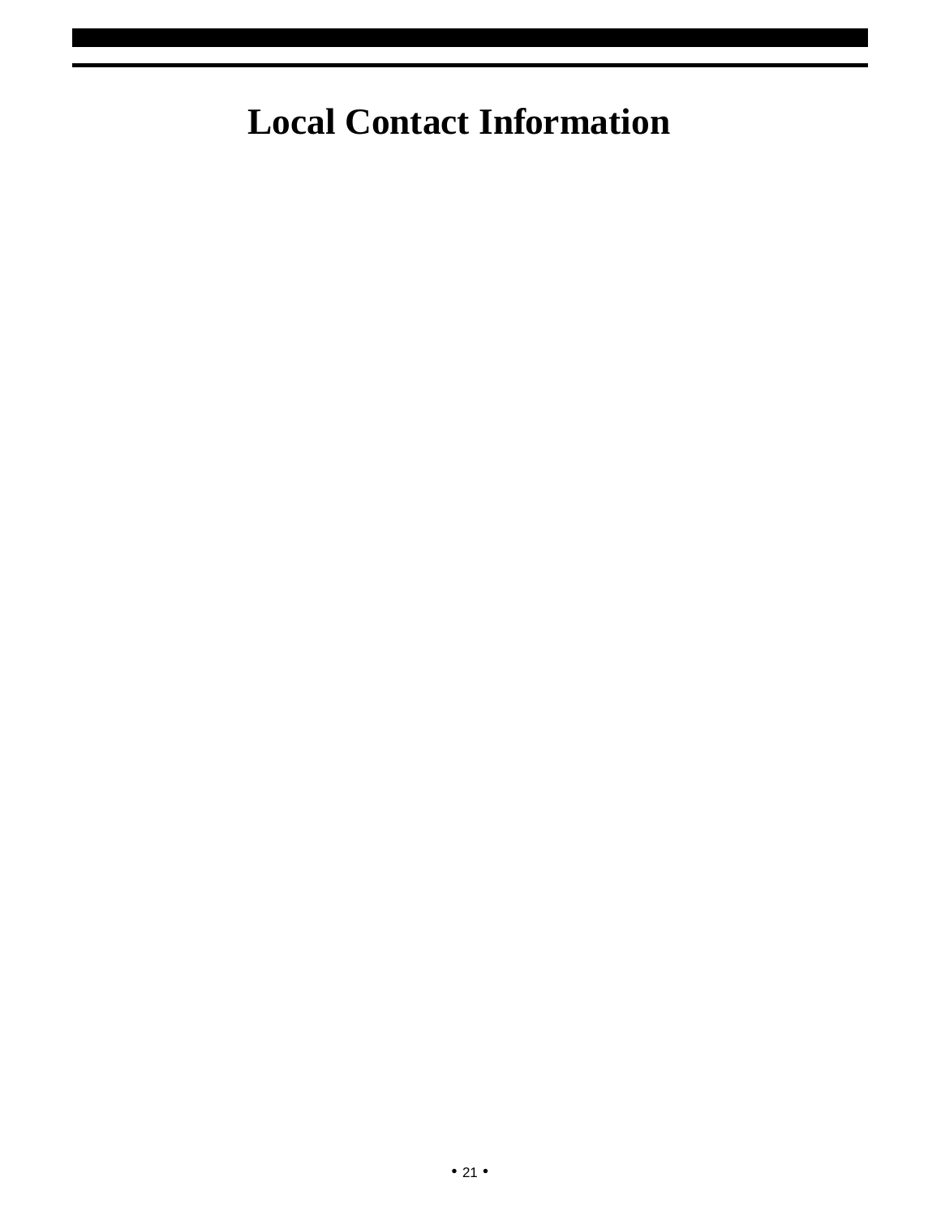# Local Contact Information